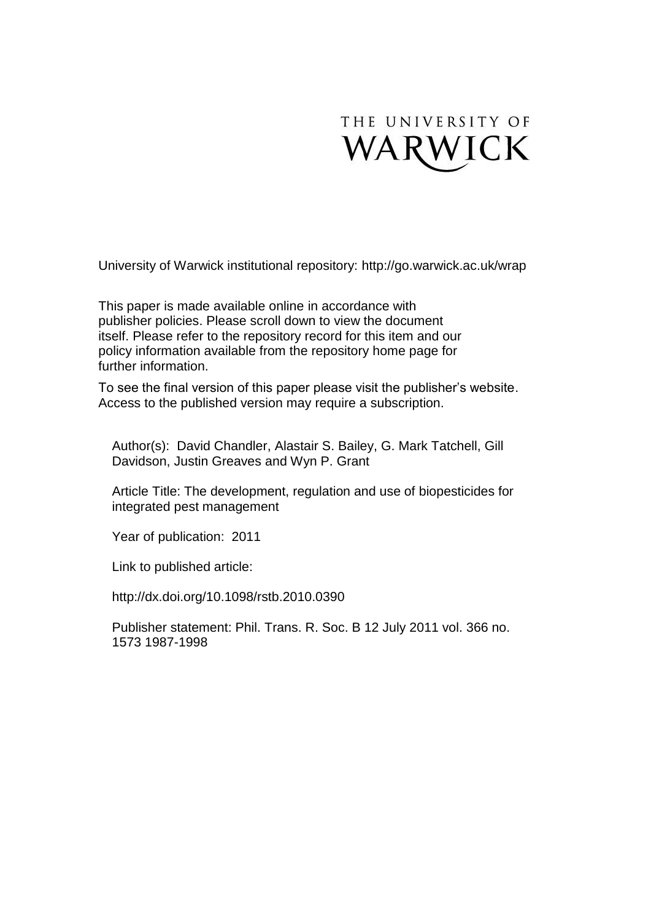THE UNIVERSITY OF WARWICK

University of Warwick institutional repository: http://go.warwick.ac.uk/wrap

This paper is made available online in accordance with publisher policies. Please scroll down to view the document itself. Please refer to the repository record for this item and our policy information available from the repository home page for further information.

To see the final version of this paper please visit the publisher's website. Access to the published version may require a subscription.

Author(s): David Chandler, Alastair S. Bailey, G. Mark Tatchell, Gill Davidson, Justin Greaves and Wyn P. Grant

Article Title: The development, regulation and use of biopesticides for integrated pest management

Year of publication: 2011

Link to published article:

http://dx.doi.org/10.1098/rstb.2010.0390

Publisher statement: Phil. Trans. R. Soc. B 12 July 2011 vol. 366 no. 1573 1987-1998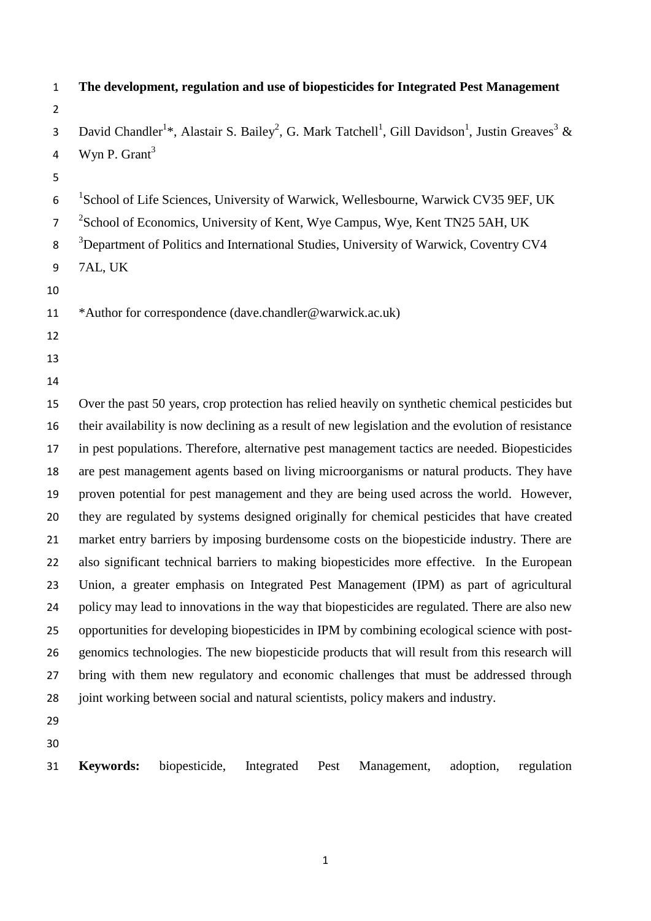# The development, regulation and use of biopesticides for Integrated Pest Management

David Chandler[1]*, Alastair S. Bailey[2], G. Mark Tatchell[1], Gill Davidson[1], Justin Greaves[3] & Wyn P. Grant[3]

[1]School of Life Sciences, University of Warwick, Wellesbourne, Warwick CV35 9EF, UK
[2]School of Economics, University of Kent, Wye Campus, Wye, Kent TN25 5AH, UK
[3]Department of Politics and International Studies, University of Warwick, Coventry CV4 7AL, UK

*Author for correspondence (dave.chandler@warwick.ac.uk)

Over the past 50 years, crop protection has relied heavily on synthetic chemical pesticides but their availability is now declining as a result of new legislation and the evolution of resistance in pest populations. Therefore, alternative pest management tactics are needed. Biopesticides are pest management agents based on living microorganisms or natural products. They have proven potential for pest management and they are being used across the world. However, they are regulated by systems designed originally for chemical pesticides that have created market entry barriers by imposing burdensome costs on the biopesticide industry. There are also significant technical barriers to making biopesticides more effective. In the European Union, a greater emphasis on Integrated Pest Management (IPM) as part of agricultural policy may lead to innovations in the way that biopesticides are regulated. There are also new opportunities for developing biopesticides in IPM by combining ecological science with post-genomics technologies. The new biopesticide products that will result from this research will bring with them new regulatory and economic challenges that must be addressed through joint working between social and natural scientists, policy makers and industry.

**Keywords:** biopesticide, Integrated Pest Management, adoption, regulation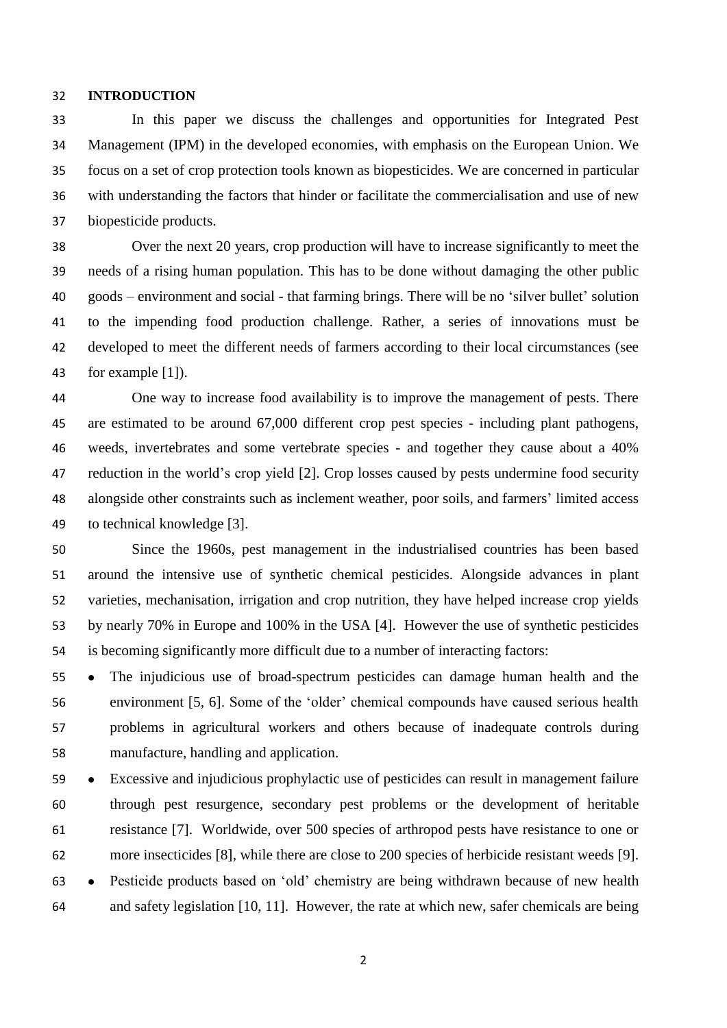## INTRODUCTION

In this paper we discuss the challenges and opportunities for Integrated Pest Management (IPM) in the developed economies, with emphasis on the European Union. We focus on a set of crop protection tools known as biopesticides. We are concerned in particular with understanding the factors that hinder or facilitate the commercialisation and use of new biopesticide products.

Over the next 20 years, crop production will have to increase significantly to meet the needs of a rising human population. This has to be done without damaging the other public goods – environment and social - that farming brings. There will be no 'silver bullet' solution to the impending food production challenge. Rather, a series of innovations must be developed to meet the different needs of farmers according to their local circumstances (see for example [1]).

One way to increase food availability is to improve the management of pests. There are estimated to be around 67,000 different crop pest species - including plant pathogens, weeds, invertebrates and some vertebrate species - and together they cause about a 40% reduction in the world's crop yield [2]. Crop losses caused by pests undermine food security alongside other constraints such as inclement weather, poor soils, and farmers' limited access to technical knowledge [3].

Since the 1960s, pest management in the industrialised countries has been based around the intensive use of synthetic chemical pesticides. Alongside advances in plant varieties, mechanisation, irrigation and crop nutrition, they have helped increase crop yields by nearly 70% in Europe and 100% in the USA [4]. However the use of synthetic pesticides is becoming significantly more difficult due to a number of interacting factors:

- The injudicious use of broad-spectrum pesticides can damage human health and the environment [5, 6]. Some of the 'older' chemical compounds have caused serious health problems in agricultural workers and others because of inadequate controls during manufacture, handling and application.
- Excessive and injudicious prophylactic use of pesticides can result in management failure through pest resurgence, secondary pest problems or the development of heritable resistance [7]. Worldwide, over 500 species of arthropod pests have resistance to one or more insecticides [8], while there are close to 200 species of herbicide resistant weeds [9].
- Pesticide products based on 'old' chemistry are being withdrawn because of new health and safety legislation [10, 11]. However, the rate at which new, safer chemicals are being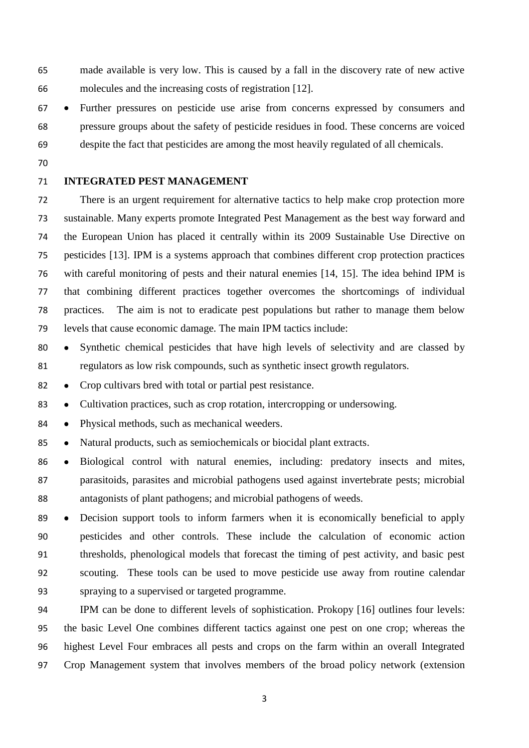made available is very low. This is caused by a fall in the discovery rate of new active molecules and the increasing costs of registration [12].

- Further pressures on pesticide use arise from concerns expressed by consumers and pressure groups about the safety of pesticide residues in food. These concerns are voiced despite the fact that pesticides are among the most heavily regulated of all chemicals.

## INTEGRATED PEST MANAGEMENT

There is an urgent requirement for alternative tactics to help make crop protection more sustainable. Many experts promote Integrated Pest Management as the best way forward and the European Union has placed it centrally within its 2009 Sustainable Use Directive on pesticides [13]. IPM is a systems approach that combines different crop protection practices with careful monitoring of pests and their natural enemies [14, 15]. The idea behind IPM is that combining different practices together overcomes the shortcomings of individual practices. The aim is not to eradicate pest populations but rather to manage them below levels that cause economic damage. The main IPM tactics include:

- Synthetic chemical pesticides that have high levels of selectivity and are classed by regulators as low risk compounds, such as synthetic insect growth regulators.
- Crop cultivars bred with total or partial pest resistance.
- Cultivation practices, such as crop rotation, intercropping or undersowing.
- Physical methods, such as mechanical weeders.
- Natural products, such as semiochemicals or biocidal plant extracts.
- Biological control with natural enemies, including: predatory insects and mites, parasitoids, parasites and microbial pathogens used against invertebrate pests; microbial antagonists of plant pathogens; and microbial pathogens of weeds.
- Decision support tools to inform farmers when it is economically beneficial to apply pesticides and other controls. These include the calculation of economic action thresholds, phenological models that forecast the timing of pest activity, and basic pest scouting. These tools can be used to move pesticide use away from routine calendar spraying to a supervised or targeted programme.

IPM can be done to different levels of sophistication. Prokopy [16] outlines four levels: the basic Level One combines different tactics against one pest on one crop; whereas the highest Level Four embraces all pests and crops on the farm within an overall Integrated Crop Management system that involves members of the broad policy network (extension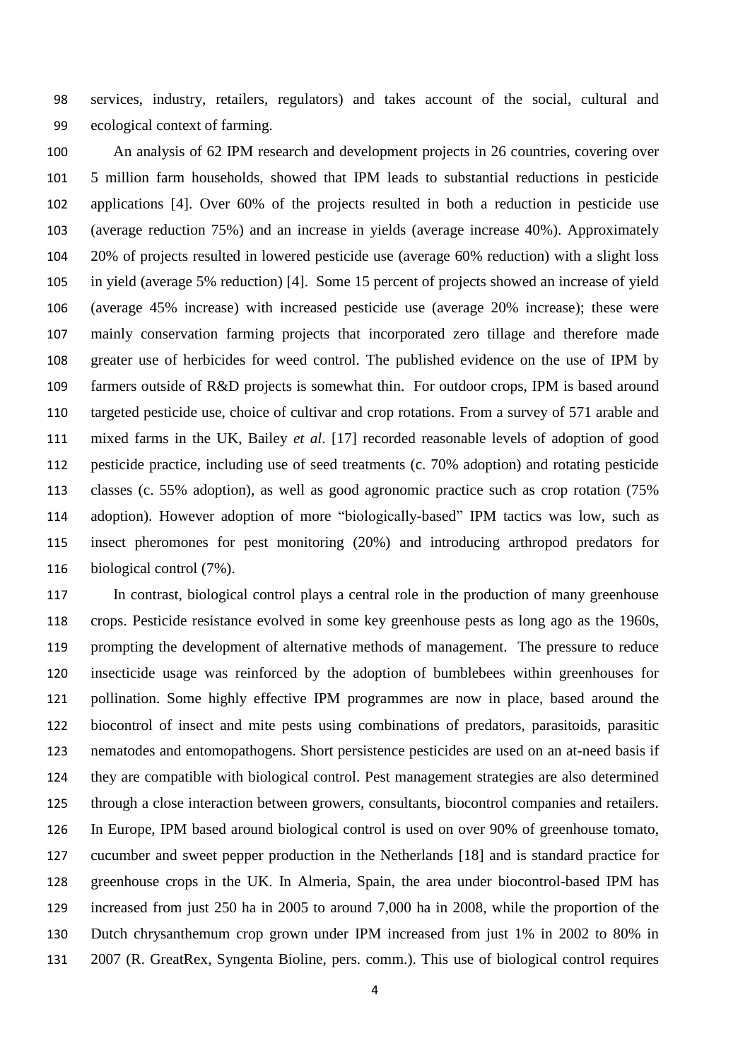services, industry, retailers, regulators) and takes account of the social, cultural and ecological context of farming.

An analysis of 62 IPM research and development projects in 26 countries, covering over 5 million farm households, showed that IPM leads to substantial reductions in pesticide applications [4]. Over 60% of the projects resulted in both a reduction in pesticide use (average reduction 75%) and an increase in yields (average increase 40%). Approximately 20% of projects resulted in lowered pesticide use (average 60% reduction) with a slight loss in yield (average 5% reduction) [4]. Some 15 percent of projects showed an increase of yield (average 45% increase) with increased pesticide use (average 20% increase); these were mainly conservation farming projects that incorporated zero tillage and therefore made greater use of herbicides for weed control. The published evidence on the use of IPM by farmers outside of R&D projects is somewhat thin. For outdoor crops, IPM is based around targeted pesticide use, choice of cultivar and crop rotations. From a survey of 571 arable and mixed farms in the UK, Bailey *et al*. [17] recorded reasonable levels of adoption of good pesticide practice, including use of seed treatments (c. 70% adoption) and rotating pesticide classes (c. 55% adoption), as well as good agronomic practice such as crop rotation (75% adoption). However adoption of more "biologically-based" IPM tactics was low, such as insect pheromones for pest monitoring (20%) and introducing arthropod predators for biological control (7%).

In contrast, biological control plays a central role in the production of many greenhouse crops. Pesticide resistance evolved in some key greenhouse pests as long ago as the 1960s, prompting the development of alternative methods of management. The pressure to reduce insecticide usage was reinforced by the adoption of bumblebees within greenhouses for pollination. Some highly effective IPM programmes are now in place, based around the biocontrol of insect and mite pests using combinations of predators, parasitoids, parasitic nematodes and entomopathogens. Short persistence pesticides are used on an at-need basis if they are compatible with biological control. Pest management strategies are also determined through a close interaction between growers, consultants, biocontrol companies and retailers. In Europe, IPM based around biological control is used on over 90% of greenhouse tomato, cucumber and sweet pepper production in the Netherlands [18] and is standard practice for greenhouse crops in the UK. In Almeria, Spain, the area under biocontrol-based IPM has increased from just 250 ha in 2005 to around 7,000 ha in 2008, while the proportion of the Dutch chrysanthemum crop grown under IPM increased from just 1% in 2002 to 80% in 2007 (R. GreatRex, Syngenta Bioline, pers. comm.). This use of biological control requires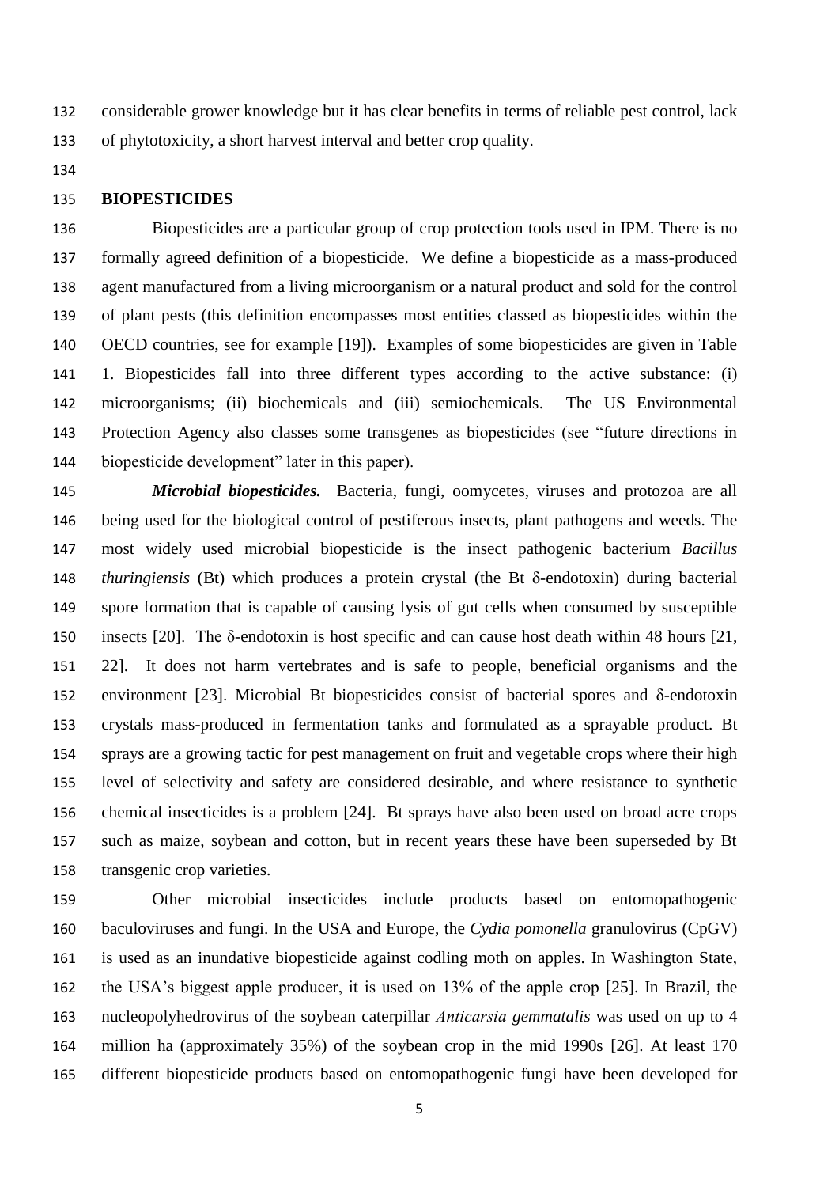considerable grower knowledge but it has clear benefits in terms of reliable pest control, lack of phytotoxicity, a short harvest interval and better crop quality.

## BIOPESTICIDES

Biopesticides are a particular group of crop protection tools used in IPM. There is no formally agreed definition of a biopesticide. We define a biopesticide as a mass-produced agent manufactured from a living microorganism or a natural product and sold for the control of plant pests (this definition encompasses most entities classed as biopesticides within the OECD countries, see for example [19]). Examples of some biopesticides are given in Table 1. Biopesticides fall into three different types according to the active substance: (i) microorganisms; (ii) biochemicals and (iii) semiochemicals. The US Environmental Protection Agency also classes some transgenes as biopesticides (see "future directions in biopesticide development" later in this paper).

***Microbial biopesticides.*** Bacteria, fungi, oomycetes, viruses and protozoa are all being used for the biological control of pestiferous insects, plant pathogens and weeds. The most widely used microbial biopesticide is the insect pathogenic bacterium *Bacillus thuringiensis* (Bt) which produces a protein crystal (the Bt δ-endotoxin) during bacterial spore formation that is capable of causing lysis of gut cells when consumed by susceptible insects [20]. The δ-endotoxin is host specific and can cause host death within 48 hours [21, 22]. It does not harm vertebrates and is safe to people, beneficial organisms and the environment [23]. Microbial Bt biopesticides consist of bacterial spores and δ-endotoxin crystals mass-produced in fermentation tanks and formulated as a sprayable product. Bt sprays are a growing tactic for pest management on fruit and vegetable crops where their high level of selectivity and safety are considered desirable, and where resistance to synthetic chemical insecticides is a problem [24]. Bt sprays have also been used on broad acre crops such as maize, soybean and cotton, but in recent years these have been superseded by Bt transgenic crop varieties.

Other microbial insecticides include products based on entomopathogenic baculoviruses and fungi. In the USA and Europe, the *Cydia pomonella* granulovirus (CpGV) is used as an inundative biopesticide against codling moth on apples. In Washington State, the USA's biggest apple producer, it is used on 13% of the apple crop [25]. In Brazil, the nucleopolyhedrovirus of the soybean caterpillar *Anticarsia gemmatalis* was used on up to 4 million ha (approximately 35%) of the soybean crop in the mid 1990s [26]. At least 170 different biopesticide products based on entomopathogenic fungi have been developed for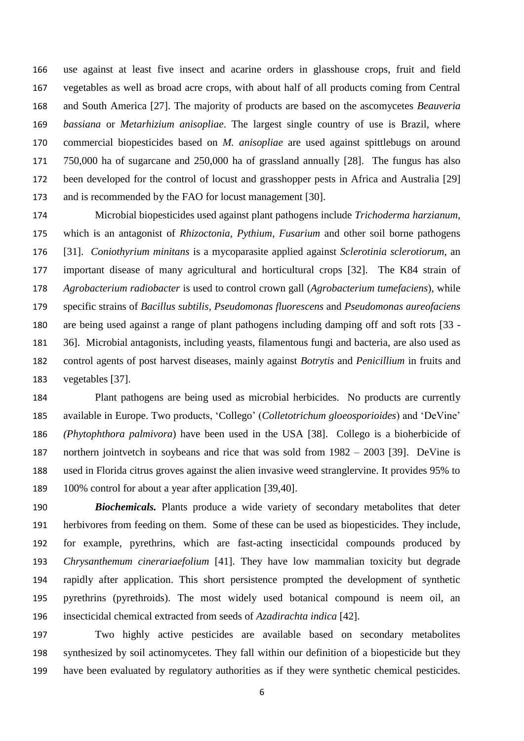use against at least five insect and acarine orders in glasshouse crops, fruit and field vegetables as well as broad acre crops, with about half of all products coming from Central and South America [27]. The majority of products are based on the ascomycetes *Beauveria bassiana* or *Metarhizium anisopliae*. The largest single country of use is Brazil, where commercial biopesticides based on *M. anisopliae* are used against spittlebugs on around 750,000 ha of sugarcane and 250,000 ha of grassland annually [28]. The fungus has also been developed for the control of locust and grasshopper pests in Africa and Australia [29] and is recommended by the FAO for locust management [30].

Microbial biopesticides used against plant pathogens include *Trichoderma harzianum*, which is an antagonist of *Rhizoctonia, Pythium*, *Fusarium* and other soil borne pathogens [31]. *Coniothyrium minitans* is a mycoparasite applied against *Sclerotinia sclerotiorum*, an important disease of many agricultural and horticultural crops [32]. The K84 strain of *Agrobacterium radiobacter* is used to control crown gall (*Agrobacterium tumefaciens*), while specific strains of *Bacillus subtilis, Pseudomonas fluorescens* and *Pseudomonas aureofaciens* are being used against a range of plant pathogens including damping off and soft rots [33 - 36]. Microbial antagonists, including yeasts, filamentous fungi and bacteria, are also used as control agents of post harvest diseases, mainly against *Botrytis* and *Penicillium* in fruits and vegetables [37].

Plant pathogens are being used as microbial herbicides. No products are currently available in Europe. Two products, 'Collego' (*Colletotrichum gloeosporioides*) and 'DeVine' *(Phytophthora palmivora*) have been used in the USA [38]. Collego is a bioherbicide of northern jointvetch in soybeans and rice that was sold from 1982 – 2003 [39]. DeVine is used in Florida citrus groves against the alien invasive weed stranglervine. It provides 95% to 100% control for about a year after application [39,40].

***Biochemicals.*** Plants produce a wide variety of secondary metabolites that deter herbivores from feeding on them. Some of these can be used as biopesticides. They include, for example, pyrethrins, which are fast-acting insecticidal compounds produced by *Chrysanthemum cinerariaefolium* [41]. They have low mammalian toxicity but degrade rapidly after application. This short persistence prompted the development of synthetic pyrethrins (pyrethroids). The most widely used botanical compound is neem oil, an insecticidal chemical extracted from seeds of *Azadirachta indica* [42].

Two highly active pesticides are available based on secondary metabolites synthesized by soil actinomycetes. They fall within our definition of a biopesticide but they have been evaluated by regulatory authorities as if they were synthetic chemical pesticides.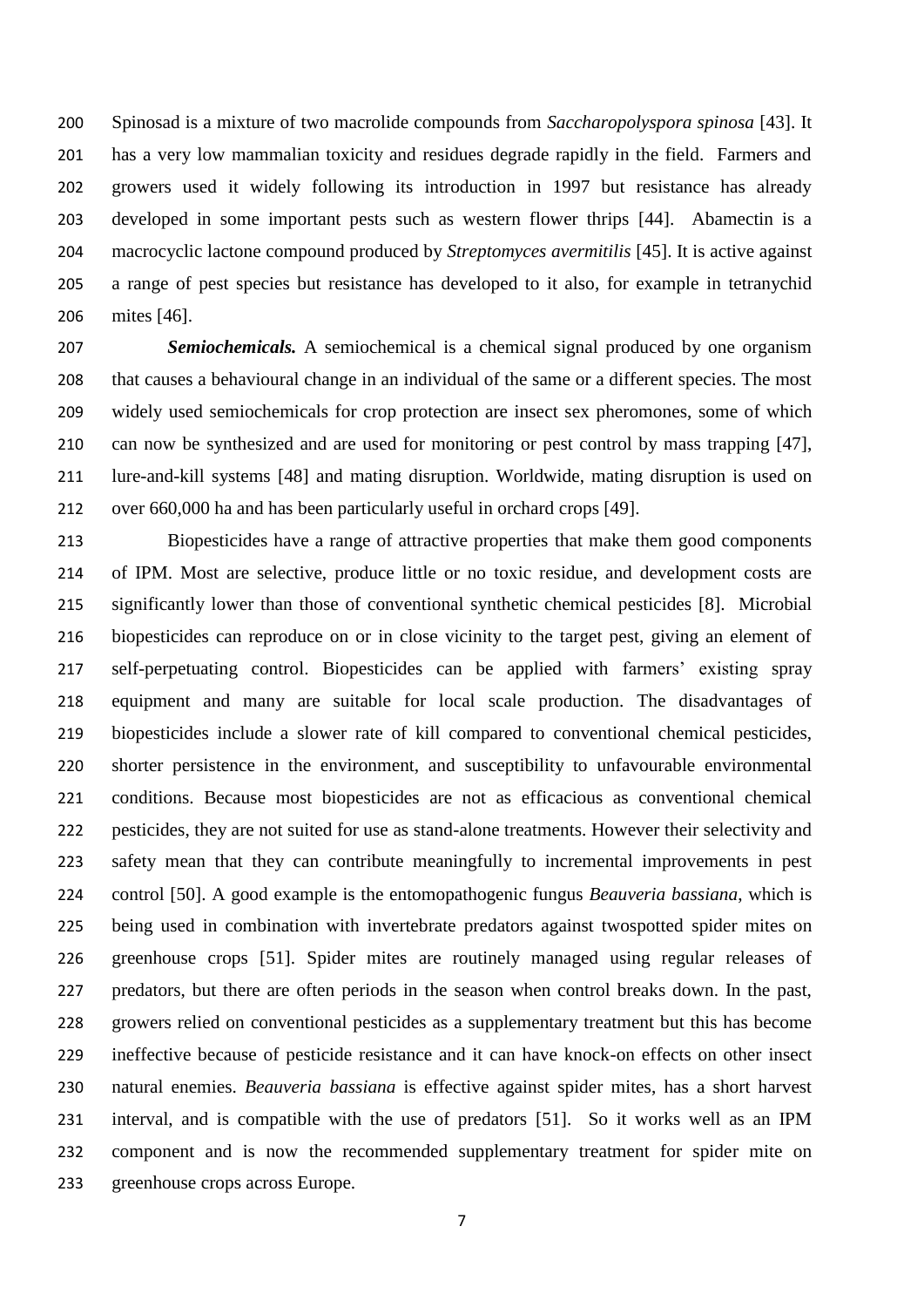Spinosad is a mixture of two macrolide compounds from *Saccharopolyspora spinosa* [43]. It has a very low mammalian toxicity and residues degrade rapidly in the field. Farmers and growers used it widely following its introduction in 1997 but resistance has already developed in some important pests such as western flower thrips [44]. Abamectin is a macrocyclic lactone compound produced by *Streptomyces avermitilis* [45]. It is active against a range of pest species but resistance has developed to it also, for example in tetranychid mites [46].

***Semiochemicals.*** A semiochemical is a chemical signal produced by one organism that causes a behavioural change in an individual of the same or a different species. The most widely used semiochemicals for crop protection are insect sex pheromones, some of which can now be synthesized and are used for monitoring or pest control by mass trapping [47], lure-and-kill systems [48] and mating disruption. Worldwide, mating disruption is used on over 660,000 ha and has been particularly useful in orchard crops [49].

Biopesticides have a range of attractive properties that make them good components of IPM. Most are selective, produce little or no toxic residue, and development costs are significantly lower than those of conventional synthetic chemical pesticides [8]. Microbial biopesticides can reproduce on or in close vicinity to the target pest, giving an element of self-perpetuating control. Biopesticides can be applied with farmers' existing spray equipment and many are suitable for local scale production. The disadvantages of biopesticides include a slower rate of kill compared to conventional chemical pesticides, shorter persistence in the environment, and susceptibility to unfavourable environmental conditions. Because most biopesticides are not as efficacious as conventional chemical pesticides, they are not suited for use as stand-alone treatments. However their selectivity and safety mean that they can contribute meaningfully to incremental improvements in pest control [50]. A good example is the entomopathogenic fungus *Beauveria bassiana*, which is being used in combination with invertebrate predators against twospotted spider mites on greenhouse crops [51]. Spider mites are routinely managed using regular releases of predators, but there are often periods in the season when control breaks down. In the past, growers relied on conventional pesticides as a supplementary treatment but this has become ineffective because of pesticide resistance and it can have knock-on effects on other insect natural enemies. *Beauveria bassiana* is effective against spider mites, has a short harvest interval, and is compatible with the use of predators [51]. So it works well as an IPM component and is now the recommended supplementary treatment for spider mite on greenhouse crops across Europe.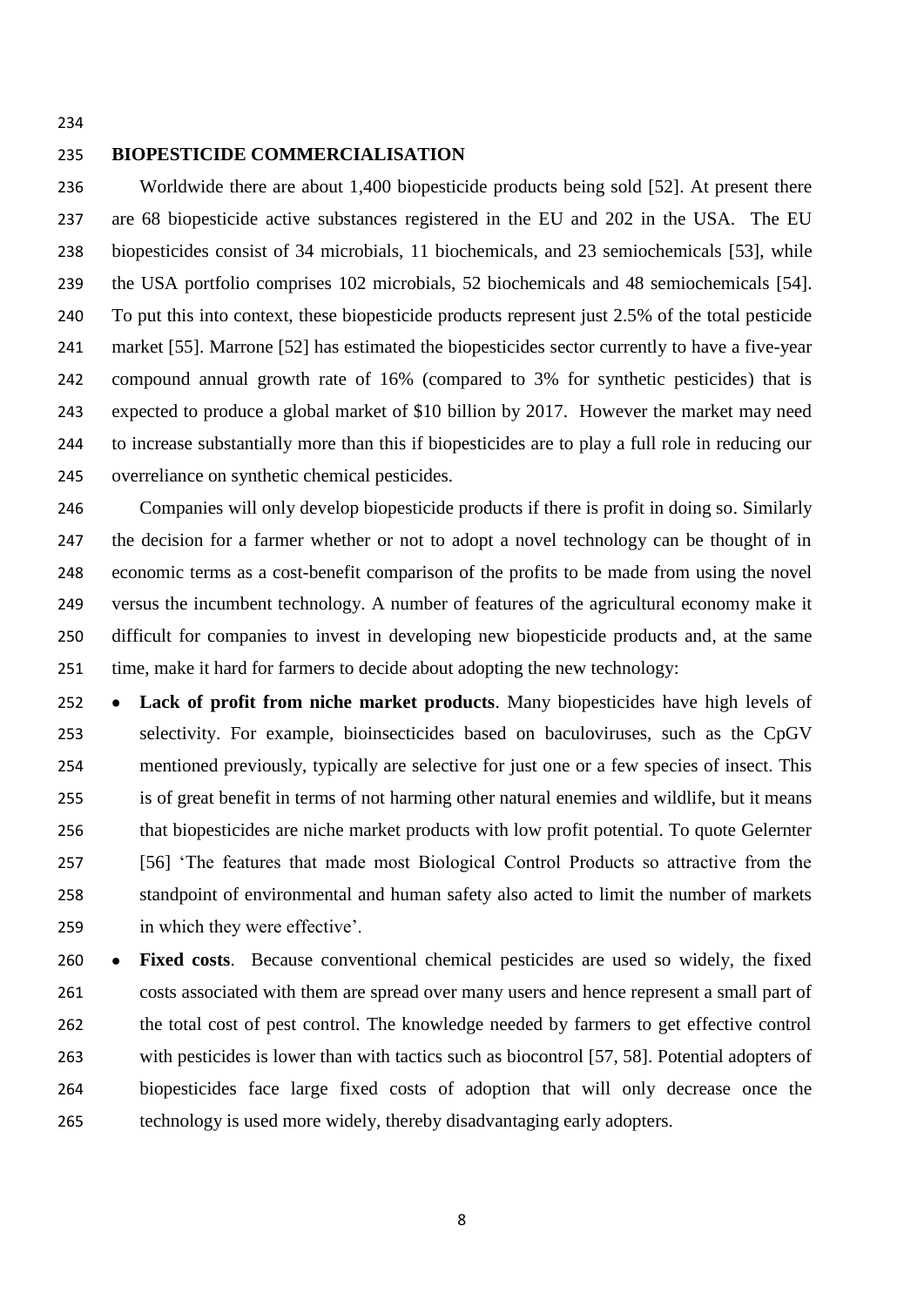## BIOPESTICIDE COMMERCIALISATION

Worldwide there are about 1,400 biopesticide products being sold [52]. At present there are 68 biopesticide active substances registered in the EU and 202 in the USA. The EU biopesticides consist of 34 microbials, 11 biochemicals, and 23 semiochemicals [53], while the USA portfolio comprises 102 microbials, 52 biochemicals and 48 semiochemicals [54]. To put this into context, these biopesticide products represent just 2.5% of the total pesticide market [55]. Marrone [52] has estimated the biopesticides sector currently to have a five-year compound annual growth rate of 16% (compared to 3% for synthetic pesticides) that is expected to produce a global market of $10 billion by 2017. However the market may need to increase substantially more than this if biopesticides are to play a full role in reducing our overreliance on synthetic chemical pesticides.

Companies will only develop biopesticide products if there is profit in doing so. Similarly the decision for a farmer whether or not to adopt a novel technology can be thought of in economic terms as a cost-benefit comparison of the profits to be made from using the novel versus the incumbent technology. A number of features of the agricultural economy make it difficult for companies to invest in developing new biopesticide products and, at the same time, make it hard for farmers to decide about adopting the new technology:

- **Lack of profit from niche market products**. Many biopesticides have high levels of selectivity. For example, bioinsecticides based on baculoviruses, such as the CpGV mentioned previously, typically are selective for just one or a few species of insect. This is of great benefit in terms of not harming other natural enemies and wildlife, but it means that biopesticides are niche market products with low profit potential. To quote Gelernter [56] 'The features that made most Biological Control Products so attractive from the standpoint of environmental and human safety also acted to limit the number of markets in which they were effective'.
- **Fixed costs**. Because conventional chemical pesticides are used so widely, the fixed costs associated with them are spread over many users and hence represent a small part of the total cost of pest control. The knowledge needed by farmers to get effective control with pesticides is lower than with tactics such as biocontrol [57, 58]. Potential adopters of biopesticides face large fixed costs of adoption that will only decrease once the technology is used more widely, thereby disadvantaging early adopters.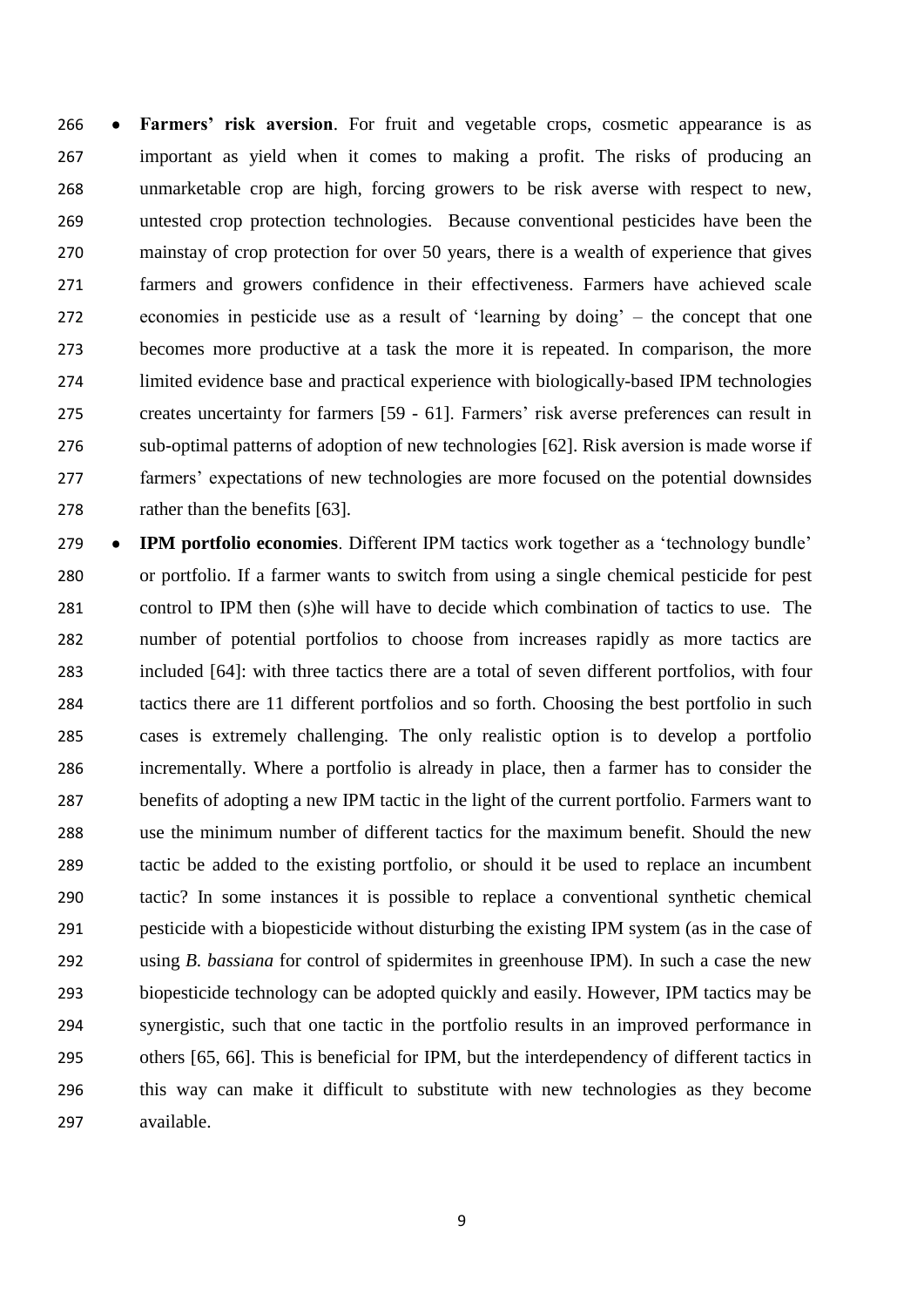- **Farmers' risk aversion**. For fruit and vegetable crops, cosmetic appearance is as important as yield when it comes to making a profit. The risks of producing an unmarketable crop are high, forcing growers to be risk averse with respect to new, untested crop protection technologies. Because conventional pesticides have been the mainstay of crop protection for over 50 years, there is a wealth of experience that gives farmers and growers confidence in their effectiveness. Farmers have achieved scale economies in pesticide use as a result of 'learning by doing' – the concept that one becomes more productive at a task the more it is repeated. In comparison, the more limited evidence base and practical experience with biologically-based IPM technologies creates uncertainty for farmers [59 - 61]. Farmers' risk averse preferences can result in sub-optimal patterns of adoption of new technologies [62]. Risk aversion is made worse if farmers' expectations of new technologies are more focused on the potential downsides rather than the benefits [63].
- **IPM portfolio economies**. Different IPM tactics work together as a 'technology bundle' or portfolio. If a farmer wants to switch from using a single chemical pesticide for pest control to IPM then (s)he will have to decide which combination of tactics to use. The number of potential portfolios to choose from increases rapidly as more tactics are included [64]: with three tactics there are a total of seven different portfolios, with four tactics there are 11 different portfolios and so forth. Choosing the best portfolio in such cases is extremely challenging. The only realistic option is to develop a portfolio incrementally. Where a portfolio is already in place, then a farmer has to consider the benefits of adopting a new IPM tactic in the light of the current portfolio. Farmers want to use the minimum number of different tactics for the maximum benefit. Should the new tactic be added to the existing portfolio, or should it be used to replace an incumbent tactic? In some instances it is possible to replace a conventional synthetic chemical pesticide with a biopesticide without disturbing the existing IPM system (as in the case of using *B. bassiana* for control of spidermites in greenhouse IPM). In such a case the new biopesticide technology can be adopted quickly and easily. However, IPM tactics may be synergistic, such that one tactic in the portfolio results in an improved performance in others [65, 66]. This is beneficial for IPM, but the interdependency of different tactics in this way can make it difficult to substitute with new technologies as they become available.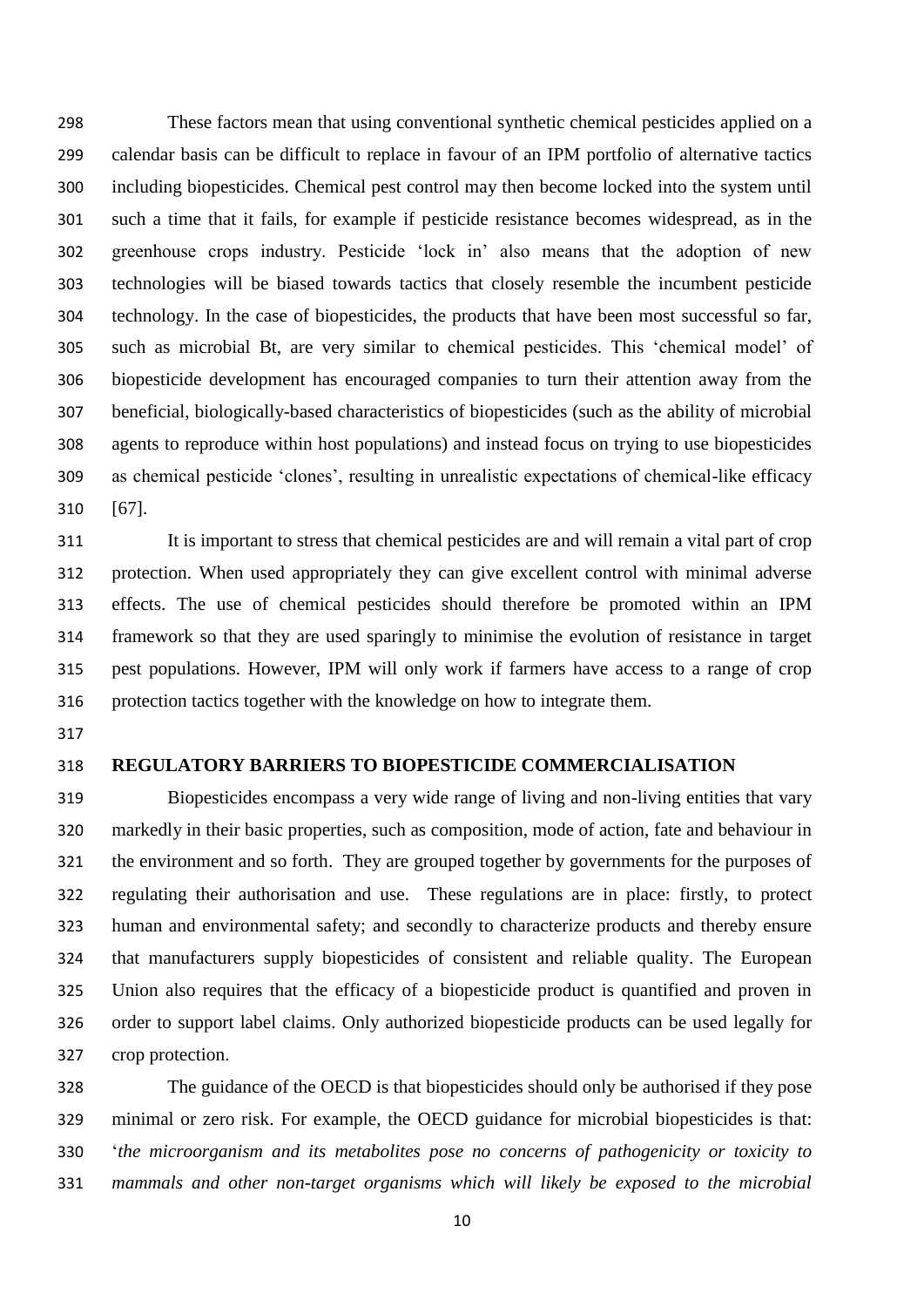These factors mean that using conventional synthetic chemical pesticides applied on a calendar basis can be difficult to replace in favour of an IPM portfolio of alternative tactics including biopesticides. Chemical pest control may then become locked into the system until such a time that it fails, for example if pesticide resistance becomes widespread, as in the greenhouse crops industry. Pesticide 'lock in' also means that the adoption of new technologies will be biased towards tactics that closely resemble the incumbent pesticide technology. In the case of biopesticides, the products that have been most successful so far, such as microbial Bt, are very similar to chemical pesticides. This 'chemical model' of biopesticide development has encouraged companies to turn their attention away from the beneficial, biologically-based characteristics of biopesticides (such as the ability of microbial agents to reproduce within host populations) and instead focus on trying to use biopesticides as chemical pesticide 'clones', resulting in unrealistic expectations of chemical-like efficacy [67].

It is important to stress that chemical pesticides are and will remain a vital part of crop protection. When used appropriately they can give excellent control with minimal adverse effects. The use of chemical pesticides should therefore be promoted within an IPM framework so that they are used sparingly to minimise the evolution of resistance in target pest populations. However, IPM will only work if farmers have access to a range of crop protection tactics together with the knowledge on how to integrate them.

## REGULATORY BARRIERS TO BIOPESTICIDE COMMERCIALISATION

Biopesticides encompass a very wide range of living and non-living entities that vary markedly in their basic properties, such as composition, mode of action, fate and behaviour in the environment and so forth. They are grouped together by governments for the purposes of regulating their authorisation and use. These regulations are in place: firstly, to protect human and environmental safety; and secondly to characterize products and thereby ensure that manufacturers supply biopesticides of consistent and reliable quality. The European Union also requires that the efficacy of a biopesticide product is quantified and proven in order to support label claims. Only authorized biopesticide products can be used legally for crop protection.

The guidance of the OECD is that biopesticides should only be authorised if they pose minimal or zero risk. For example, the OECD guidance for microbial biopesticides is that: '*the microorganism and its metabolites pose no concerns of pathogenicity or toxicity to mammals and other non-target organisms which will likely be exposed to the microbial*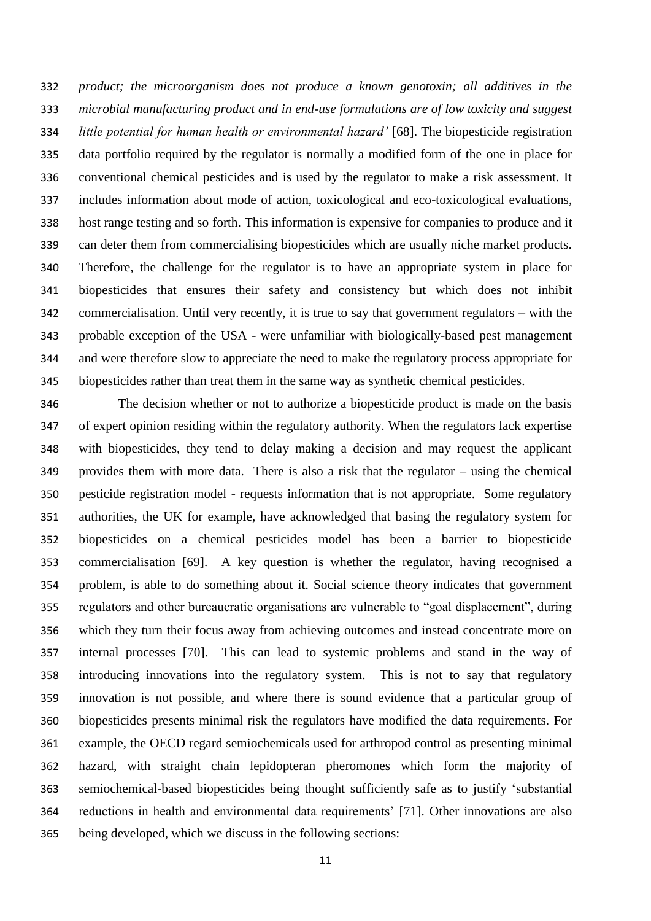*product; the microorganism does not produce a known genotoxin; all additives in the microbial manufacturing product and in end-use formulations are of low toxicity and suggest little potential for human health or environmental hazard'* [68]. The biopesticide registration data portfolio required by the regulator is normally a modified form of the one in place for conventional chemical pesticides and is used by the regulator to make a risk assessment. It includes information about mode of action, toxicological and eco-toxicological evaluations, host range testing and so forth. This information is expensive for companies to produce and it can deter them from commercialising biopesticides which are usually niche market products. Therefore, the challenge for the regulator is to have an appropriate system in place for biopesticides that ensures their safety and consistency but which does not inhibit commercialisation. Until very recently, it is true to say that government regulators – with the probable exception of the USA - were unfamiliar with biologically-based pest management and were therefore slow to appreciate the need to make the regulatory process appropriate for biopesticides rather than treat them in the same way as synthetic chemical pesticides.

The decision whether or not to authorize a biopesticide product is made on the basis of expert opinion residing within the regulatory authority. When the regulators lack expertise with biopesticides, they tend to delay making a decision and may request the applicant provides them with more data. There is also a risk that the regulator – using the chemical pesticide registration model - requests information that is not appropriate. Some regulatory authorities, the UK for example, have acknowledged that basing the regulatory system for biopesticides on a chemical pesticides model has been a barrier to biopesticide commercialisation [69]. A key question is whether the regulator, having recognised a problem, is able to do something about it. Social science theory indicates that government regulators and other bureaucratic organisations are vulnerable to "goal displacement", during which they turn their focus away from achieving outcomes and instead concentrate more on internal processes [70]. This can lead to systemic problems and stand in the way of introducing innovations into the regulatory system. This is not to say that regulatory innovation is not possible, and where there is sound evidence that a particular group of biopesticides presents minimal risk the regulators have modified the data requirements. For example, the OECD regard semiochemicals used for arthropod control as presenting minimal hazard, with straight chain lepidopteran pheromones which form the majority of semiochemical-based biopesticides being thought sufficiently safe as to justify 'substantial reductions in health and environmental data requirements' [71]. Other innovations are also being developed, which we discuss in the following sections: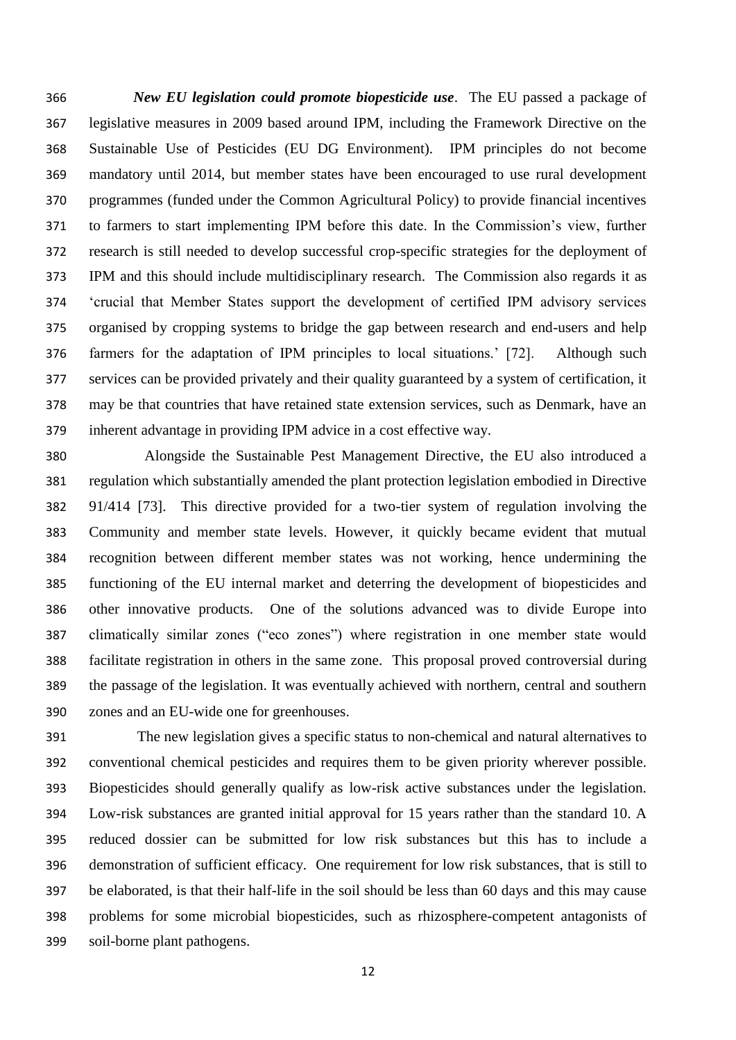***New EU legislation could promote biopesticide use***. The EU passed a package of legislative measures in 2009 based around IPM, including the Framework Directive on the Sustainable Use of Pesticides (EU DG Environment). IPM principles do not become mandatory until 2014, but member states have been encouraged to use rural development programmes (funded under the Common Agricultural Policy) to provide financial incentives to farmers to start implementing IPM before this date. In the Commission's view, further research is still needed to develop successful crop-specific strategies for the deployment of IPM and this should include multidisciplinary research. The Commission also regards it as 'crucial that Member States support the development of certified IPM advisory services organised by cropping systems to bridge the gap between research and end-users and help farmers for the adaptation of IPM principles to local situations.' [72]. Although such services can be provided privately and their quality guaranteed by a system of certification, it may be that countries that have retained state extension services, such as Denmark, have an inherent advantage in providing IPM advice in a cost effective way.

Alongside the Sustainable Pest Management Directive, the EU also introduced a regulation which substantially amended the plant protection legislation embodied in Directive 91/414 [73]. This directive provided for a two-tier system of regulation involving the Community and member state levels. However, it quickly became evident that mutual recognition between different member states was not working, hence undermining the functioning of the EU internal market and deterring the development of biopesticides and other innovative products. One of the solutions advanced was to divide Europe into climatically similar zones ("eco zones") where registration in one member state would facilitate registration in others in the same zone. This proposal proved controversial during the passage of the legislation. It was eventually achieved with northern, central and southern zones and an EU-wide one for greenhouses.

The new legislation gives a specific status to non-chemical and natural alternatives to conventional chemical pesticides and requires them to be given priority wherever possible. Biopesticides should generally qualify as low-risk active substances under the legislation. Low-risk substances are granted initial approval for 15 years rather than the standard 10. A reduced dossier can be submitted for low risk substances but this has to include a demonstration of sufficient efficacy. One requirement for low risk substances, that is still to be elaborated, is that their half-life in the soil should be less than 60 days and this may cause problems for some microbial biopesticides, such as rhizosphere-competent antagonists of soil-borne plant pathogens.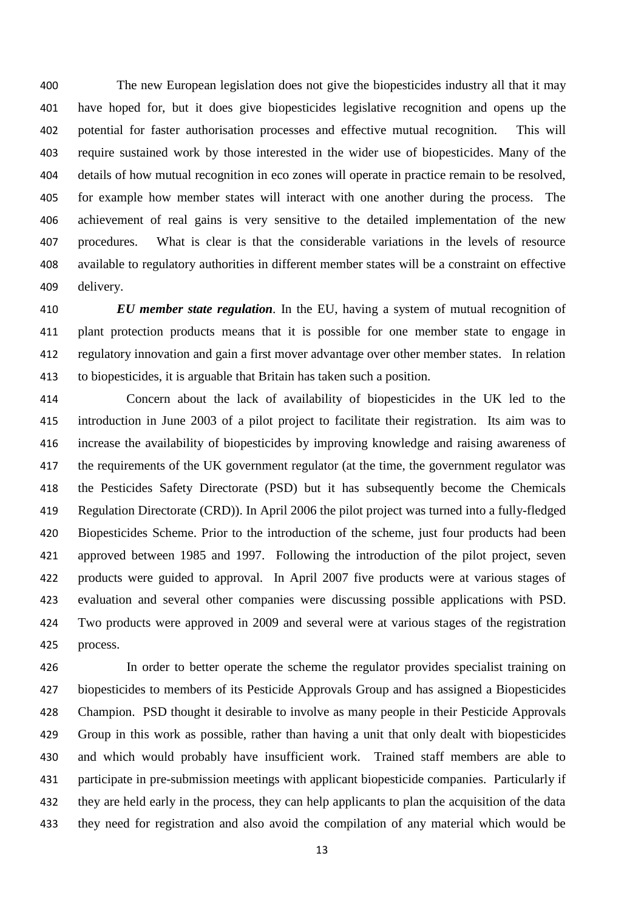The new European legislation does not give the biopesticides industry all that it may have hoped for, but it does give biopesticides legislative recognition and opens up the potential for faster authorisation processes and effective mutual recognition. This will require sustained work by those interested in the wider use of biopesticides. Many of the details of how mutual recognition in eco zones will operate in practice remain to be resolved, for example how member states will interact with one another during the process. The achievement of real gains is very sensitive to the detailed implementation of the new procedures. What is clear is that the considerable variations in the levels of resource available to regulatory authorities in different member states will be a constraint on effective delivery.

***EU member state regulation***. In the EU, having a system of mutual recognition of plant protection products means that it is possible for one member state to engage in regulatory innovation and gain a first mover advantage over other member states. In relation to biopesticides, it is arguable that Britain has taken such a position.

Concern about the lack of availability of biopesticides in the UK led to the introduction in June 2003 of a pilot project to facilitate their registration. Its aim was to increase the availability of biopesticides by improving knowledge and raising awareness of the requirements of the UK government regulator (at the time, the government regulator was the Pesticides Safety Directorate (PSD) but it has subsequently become the Chemicals Regulation Directorate (CRD)). In April 2006 the pilot project was turned into a fully-fledged Biopesticides Scheme. Prior to the introduction of the scheme, just four products had been approved between 1985 and 1997. Following the introduction of the pilot project, seven products were guided to approval. In April 2007 five products were at various stages of evaluation and several other companies were discussing possible applications with PSD. Two products were approved in 2009 and several were at various stages of the registration process.

In order to better operate the scheme the regulator provides specialist training on biopesticides to members of its Pesticide Approvals Group and has assigned a Biopesticides Champion. PSD thought it desirable to involve as many people in their Pesticide Approvals Group in this work as possible, rather than having a unit that only dealt with biopesticides and which would probably have insufficient work. Trained staff members are able to participate in pre-submission meetings with applicant biopesticide companies. Particularly if they are held early in the process, they can help applicants to plan the acquisition of the data they need for registration and also avoid the compilation of any material which would be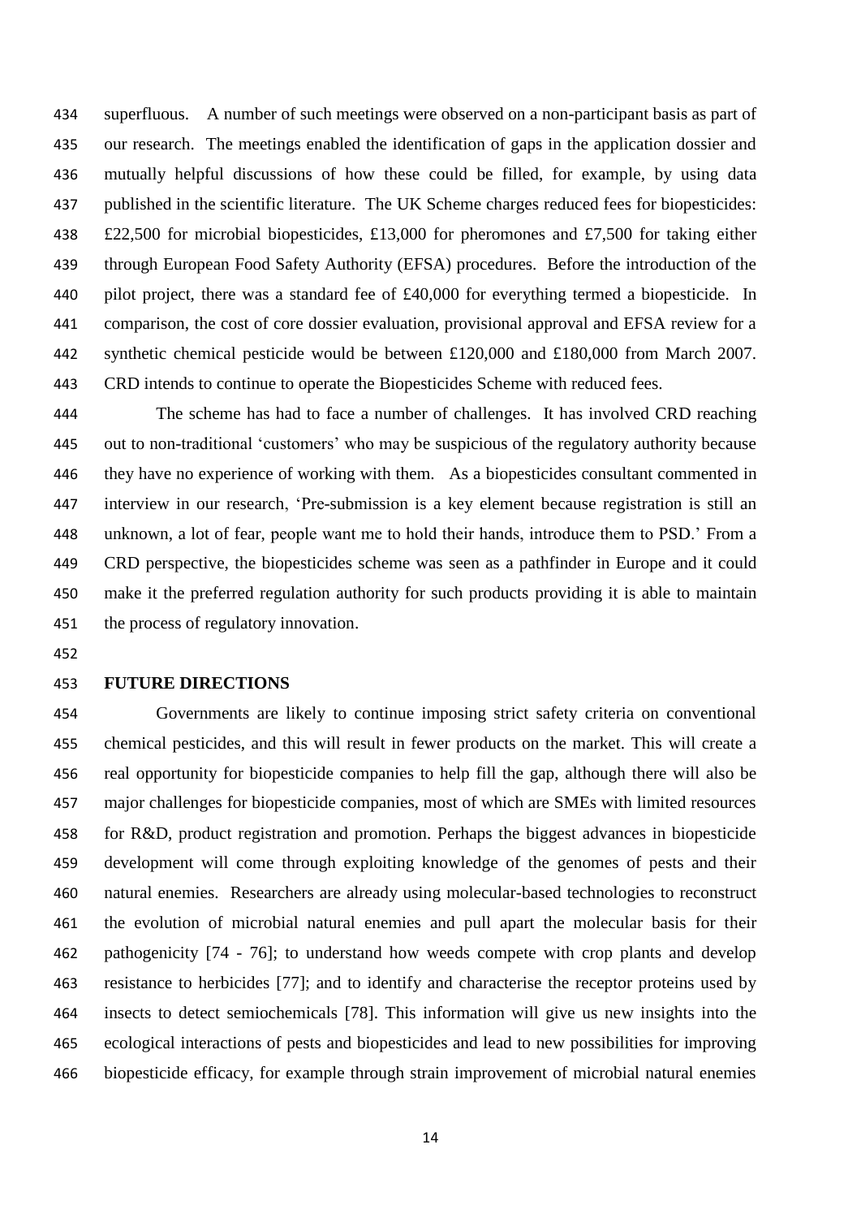superfluous. A number of such meetings were observed on a non-participant basis as part of our research. The meetings enabled the identification of gaps in the application dossier and mutually helpful discussions of how these could be filled, for example, by using data published in the scientific literature. The UK Scheme charges reduced fees for biopesticides: £22,500 for microbial biopesticides, £13,000 for pheromones and £7,500 for taking either through European Food Safety Authority (EFSA) procedures. Before the introduction of the pilot project, there was a standard fee of £40,000 for everything termed a biopesticide. In comparison, the cost of core dossier evaluation, provisional approval and EFSA review for a synthetic chemical pesticide would be between £120,000 and £180,000 from March 2007. CRD intends to continue to operate the Biopesticides Scheme with reduced fees.

The scheme has had to face a number of challenges. It has involved CRD reaching out to non-traditional 'customers' who may be suspicious of the regulatory authority because they have no experience of working with them. As a biopesticides consultant commented in interview in our research, 'Pre-submission is a key element because registration is still an unknown, a lot of fear, people want me to hold their hands, introduce them to PSD.' From a CRD perspective, the biopesticides scheme was seen as a pathfinder in Europe and it could make it the preferred regulation authority for such products providing it is able to maintain the process of regulatory innovation.

## FUTURE DIRECTIONS

Governments are likely to continue imposing strict safety criteria on conventional chemical pesticides, and this will result in fewer products on the market. This will create a real opportunity for biopesticide companies to help fill the gap, although there will also be major challenges for biopesticide companies, most of which are SMEs with limited resources for R&D, product registration and promotion. Perhaps the biggest advances in biopesticide development will come through exploiting knowledge of the genomes of pests and their natural enemies. Researchers are already using molecular-based technologies to reconstruct the evolution of microbial natural enemies and pull apart the molecular basis for their pathogenicity [74 - 76]; to understand how weeds compete with crop plants and develop resistance to herbicides [77]; and to identify and characterise the receptor proteins used by insects to detect semiochemicals [78]. This information will give us new insights into the ecological interactions of pests and biopesticides and lead to new possibilities for improving biopesticide efficacy, for example through strain improvement of microbial natural enemies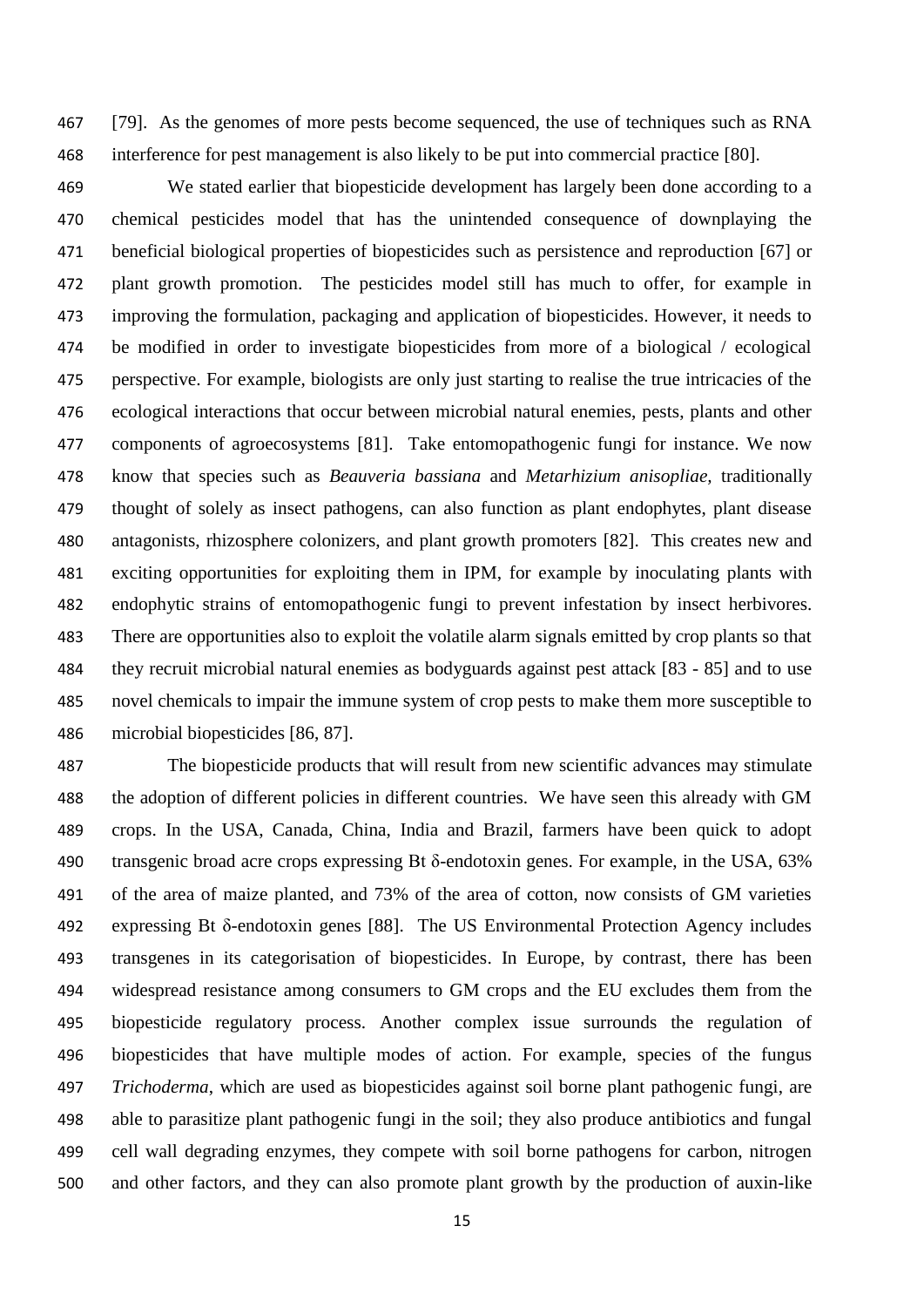[79]. As the genomes of more pests become sequenced, the use of techniques such as RNA interference for pest management is also likely to be put into commercial practice [80].

We stated earlier that biopesticide development has largely been done according to a chemical pesticides model that has the unintended consequence of downplaying the beneficial biological properties of biopesticides such as persistence and reproduction [67] or plant growth promotion. The pesticides model still has much to offer, for example in improving the formulation, packaging and application of biopesticides. However, it needs to be modified in order to investigate biopesticides from more of a biological / ecological perspective. For example, biologists are only just starting to realise the true intricacies of the ecological interactions that occur between microbial natural enemies, pests, plants and other components of agroecosystems [81]. Take entomopathogenic fungi for instance. We now know that species such as *Beauveria bassiana* and *Metarhizium anisopliae*, traditionally thought of solely as insect pathogens, can also function as plant endophytes, plant disease antagonists, rhizosphere colonizers, and plant growth promoters [82]. This creates new and exciting opportunities for exploiting them in IPM, for example by inoculating plants with endophytic strains of entomopathogenic fungi to prevent infestation by insect herbivores. There are opportunities also to exploit the volatile alarm signals emitted by crop plants so that they recruit microbial natural enemies as bodyguards against pest attack [83 - 85] and to use novel chemicals to impair the immune system of crop pests to make them more susceptible to microbial biopesticides [86, 87].

The biopesticide products that will result from new scientific advances may stimulate the adoption of different policies in different countries. We have seen this already with GM crops. In the USA, Canada, China, India and Brazil, farmers have been quick to adopt transgenic broad acre crops expressing Bt δ-endotoxin genes. For example, in the USA, 63% of the area of maize planted, and 73% of the area of cotton, now consists of GM varieties expressing Bt δ-endotoxin genes [88]. The US Environmental Protection Agency includes transgenes in its categorisation of biopesticides. In Europe, by contrast, there has been widespread resistance among consumers to GM crops and the EU excludes them from the biopesticide regulatory process. Another complex issue surrounds the regulation of biopesticides that have multiple modes of action. For example, species of the fungus *Trichoderma*, which are used as biopesticides against soil borne plant pathogenic fungi, are able to parasitize plant pathogenic fungi in the soil; they also produce antibiotics and fungal cell wall degrading enzymes, they compete with soil borne pathogens for carbon, nitrogen and other factors, and they can also promote plant growth by the production of auxin-like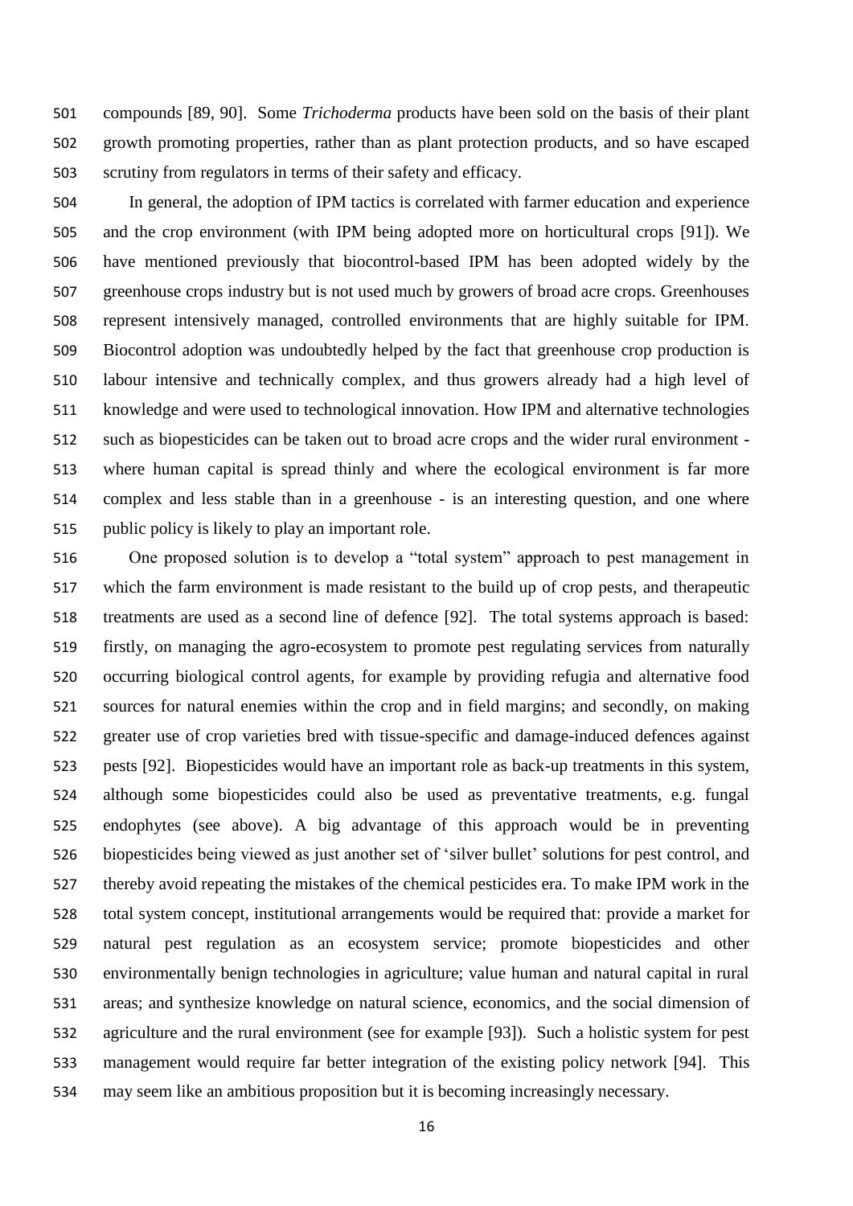compounds [89, 90]. Some *Trichoderma* products have been sold on the basis of their plant growth promoting properties, rather than as plant protection products, and so have escaped scrutiny from regulators in terms of their safety and efficacy.

In general, the adoption of IPM tactics is correlated with farmer education and experience and the crop environment (with IPM being adopted more on horticultural crops [91]). We have mentioned previously that biocontrol-based IPM has been adopted widely by the greenhouse crops industry but is not used much by growers of broad acre crops. Greenhouses represent intensively managed, controlled environments that are highly suitable for IPM. Biocontrol adoption was undoubtedly helped by the fact that greenhouse crop production is labour intensive and technically complex, and thus growers already had a high level of knowledge and were used to technological innovation. How IPM and alternative technologies such as biopesticides can be taken out to broad acre crops and the wider rural environment - where human capital is spread thinly and where the ecological environment is far more complex and less stable than in a greenhouse - is an interesting question, and one where public policy is likely to play an important role.

One proposed solution is to develop a "total system" approach to pest management in which the farm environment is made resistant to the build up of crop pests, and therapeutic treatments are used as a second line of defence [92]. The total systems approach is based: firstly, on managing the agro-ecosystem to promote pest regulating services from naturally occurring biological control agents, for example by providing refugia and alternative food sources for natural enemies within the crop and in field margins; and secondly, on making greater use of crop varieties bred with tissue-specific and damage-induced defences against pests [92]. Biopesticides would have an important role as back-up treatments in this system, although some biopesticides could also be used as preventative treatments, e.g. fungal endophytes (see above). A big advantage of this approach would be in preventing biopesticides being viewed as just another set of 'silver bullet' solutions for pest control, and thereby avoid repeating the mistakes of the chemical pesticides era. To make IPM work in the total system concept, institutional arrangements would be required that: provide a market for natural pest regulation as an ecosystem service; promote biopesticides and other environmentally benign technologies in agriculture; value human and natural capital in rural areas; and synthesize knowledge on natural science, economics, and the social dimension of agriculture and the rural environment (see for example [93]). Such a holistic system for pest management would require far better integration of the existing policy network [94]. This may seem like an ambitious proposition but it is becoming increasingly necessary.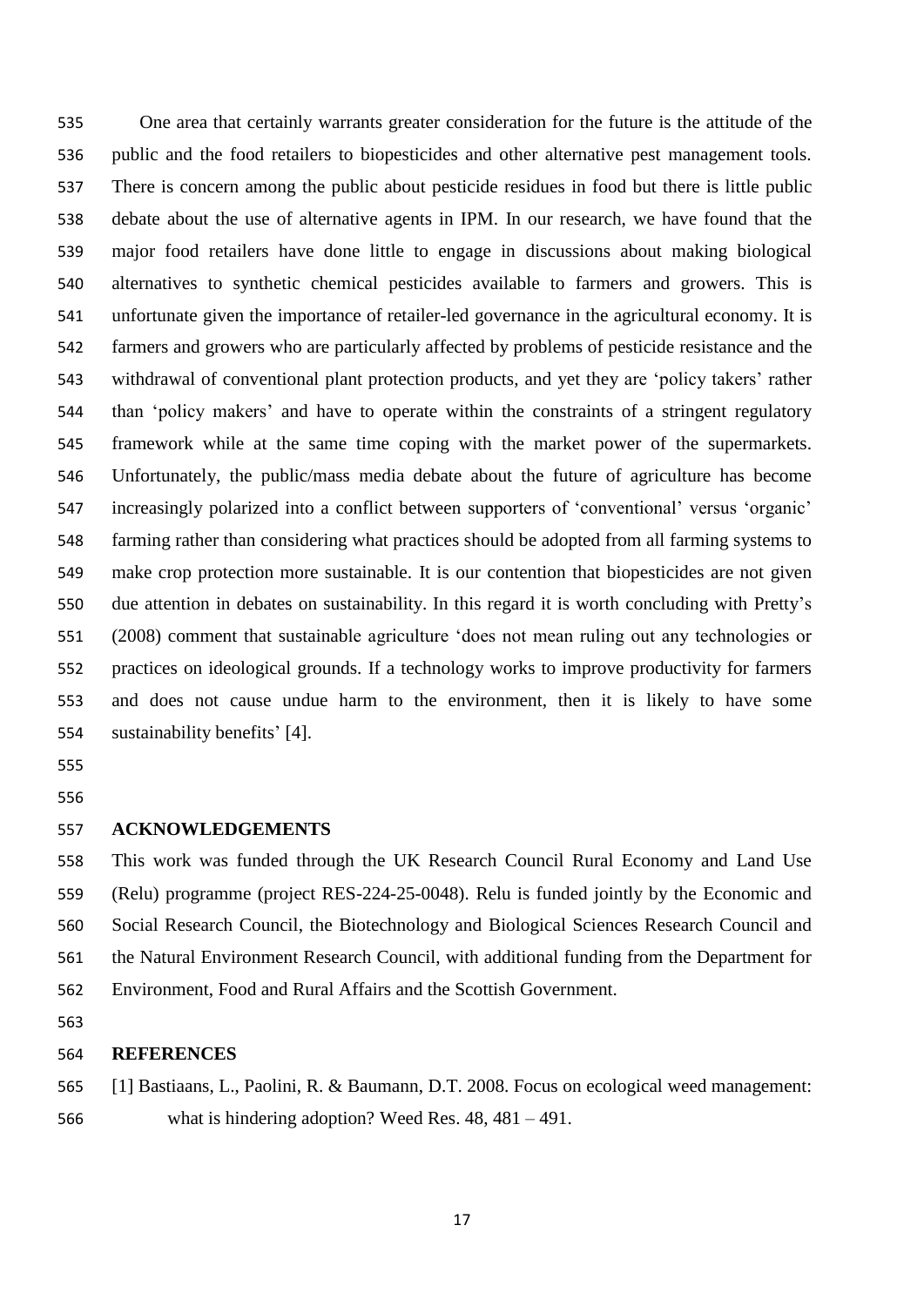One area that certainly warrants greater consideration for the future is the attitude of the public and the food retailers to biopesticides and other alternative pest management tools. There is concern among the public about pesticide residues in food but there is little public debate about the use of alternative agents in IPM. In our research, we have found that the major food retailers have done little to engage in discussions about making biological alternatives to synthetic chemical pesticides available to farmers and growers. This is unfortunate given the importance of retailer-led governance in the agricultural economy. It is farmers and growers who are particularly affected by problems of pesticide resistance and the withdrawal of conventional plant protection products, and yet they are 'policy takers' rather than 'policy makers' and have to operate within the constraints of a stringent regulatory framework while at the same time coping with the market power of the supermarkets. Unfortunately, the public/mass media debate about the future of agriculture has become increasingly polarized into a conflict between supporters of 'conventional' versus 'organic' farming rather than considering what practices should be adopted from all farming systems to make crop protection more sustainable. It is our contention that biopesticides are not given due attention in debates on sustainability. In this regard it is worth concluding with Pretty's (2008) comment that sustainable agriculture 'does not mean ruling out any technologies or practices on ideological grounds. If a technology works to improve productivity for farmers and does not cause undue harm to the environment, then it is likely to have some sustainability benefits' [4].

## ACKNOWLEDGEMENTS

This work was funded through the UK Research Council Rural Economy and Land Use (Relu) programme (project RES-224-25-0048). Relu is funded jointly by the Economic and Social Research Council, the Biotechnology and Biological Sciences Research Council and the Natural Environment Research Council, with additional funding from the Department for Environment, Food and Rural Affairs and the Scottish Government.

## REFERENCES

[1] Bastiaans, L., Paolini, R. & Baumann, D.T. 2008. Focus on ecological weed management: what is hindering adoption? Weed Res. 48, 481 – 491.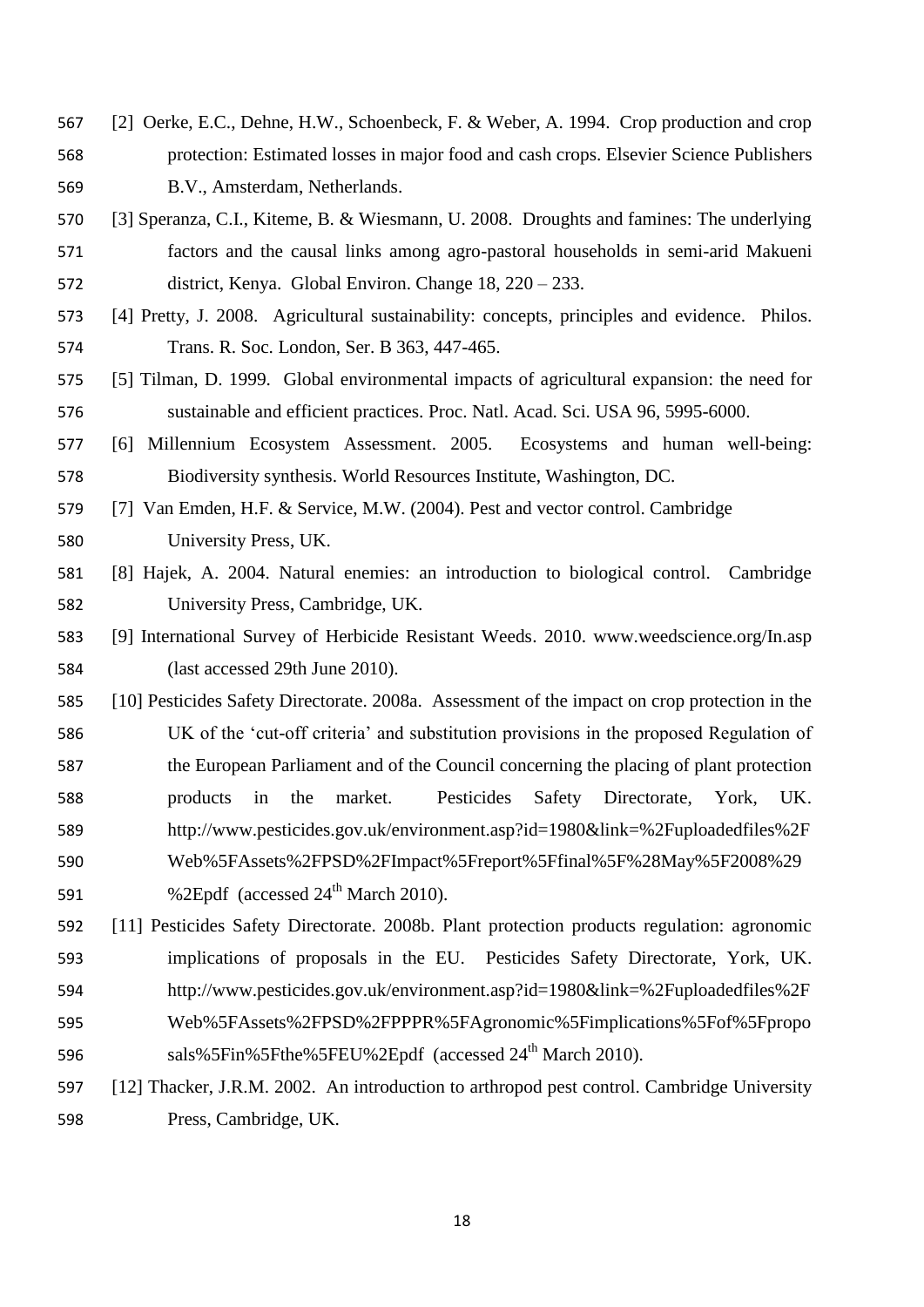[2] Oerke, E.C., Dehne, H.W., Schoenbeck, F. & Weber, A. 1994. Crop production and crop protection: Estimated losses in major food and cash crops. Elsevier Science Publishers B.V., Amsterdam, Netherlands.

[3] Speranza, C.I., Kiteme, B. & Wiesmann, U. 2008. Droughts and famines: The underlying factors and the causal links among agro-pastoral households in semi-arid Makueni district, Kenya. Global Environ. Change 18, 220 – 233.

[4] Pretty, J. 2008. Agricultural sustainability: concepts, principles and evidence. Philos. Trans. R. Soc. London, Ser. B 363, 447-465.

[5] Tilman, D. 1999. Global environmental impacts of agricultural expansion: the need for sustainable and efficient practices. Proc. Natl. Acad. Sci. USA 96, 5995-6000.

[6] Millennium Ecosystem Assessment. 2005. Ecosystems and human well-being: Biodiversity synthesis. World Resources Institute, Washington, DC.

[7] Van Emden, H.F. & Service, M.W. (2004). Pest and vector control. Cambridge University Press, UK.

[8] Hajek, A. 2004. Natural enemies: an introduction to biological control. Cambridge University Press, Cambridge, UK.

[9] International Survey of Herbicide Resistant Weeds. 2010. www.weedscience.org/In.asp (last accessed 29th June 2010).

[10] Pesticides Safety Directorate. 2008a. Assessment of the impact on crop protection in the UK of the 'cut-off criteria' and substitution provisions in the proposed Regulation of the European Parliament and of the Council concerning the placing of plant protection products in the market. Pesticides Safety Directorate, York, UK. http://www.pesticides.gov.uk/environment.asp?id=1980&link=%2Fuploadedfiles%2FWeb%5FAssets%2FPSD%2FImpact%5Freport%5Ffinal%5F%28May%5F2008%29%2Epdf (accessed 24th March 2010).

[11] Pesticides Safety Directorate. 2008b. Plant protection products regulation: agronomic implications of proposals in the EU. Pesticides Safety Directorate, York, UK. http://www.pesticides.gov.uk/environment.asp?id=1980&link=%2Fuploadedfiles%2FWeb%5FAssets%2FPSD%2FPPPR%5FAgronomic%5Fimplications%5Fof%5Fproposals%5Fin%5Fthe%5FEU%2Epdf (accessed 24th March 2010).

[12] Thacker, J.R.M. 2002. An introduction to arthropod pest control. Cambridge University Press, Cambridge, UK.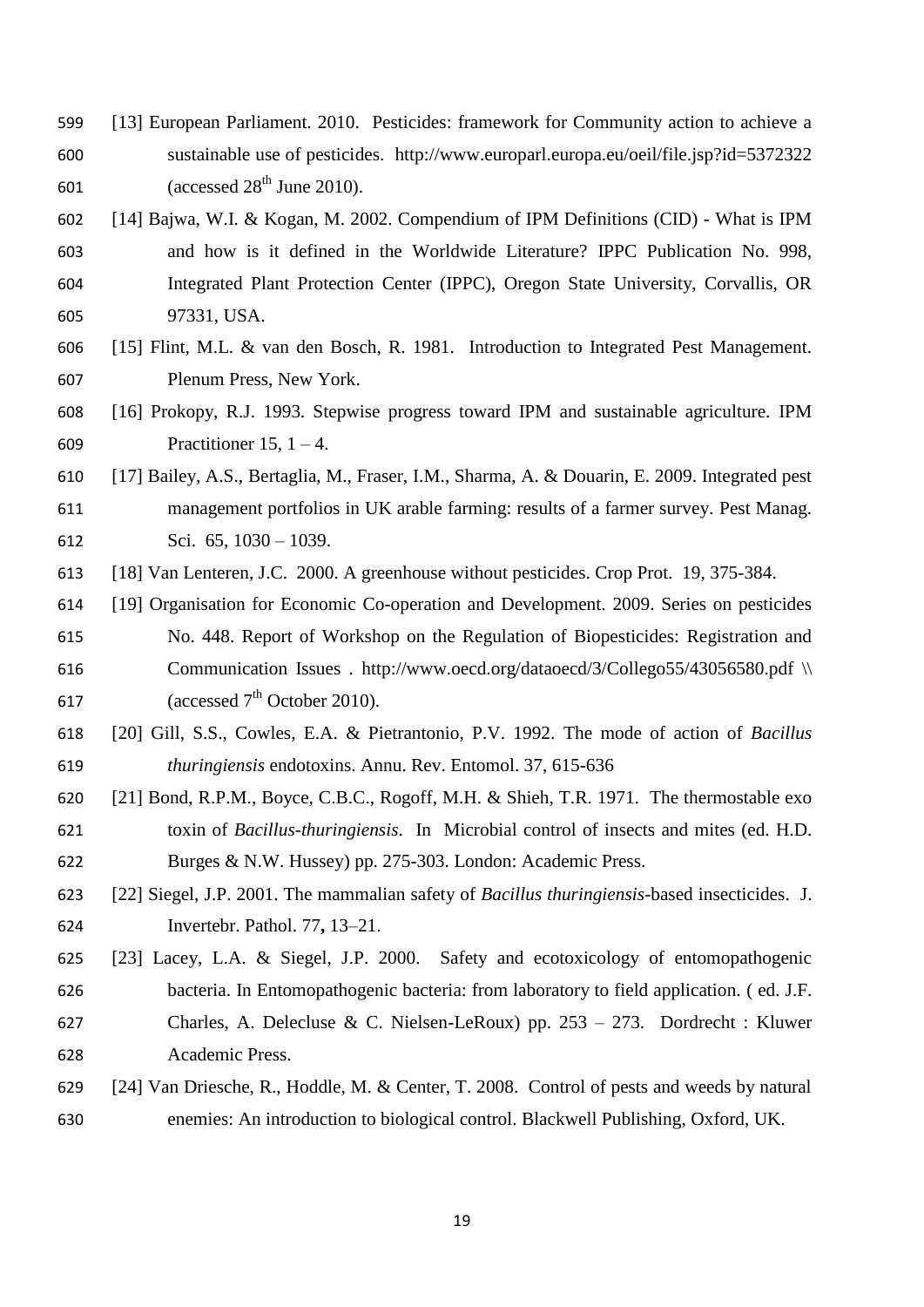[13] European Parliament. 2010. Pesticides: framework for Community action to achieve a sustainable use of pesticides. http://www.europarl.europa.eu/oeil/file.jsp?id=5372322 (accessed 28th June 2010).

[14] Bajwa, W.I. & Kogan, M. 2002. Compendium of IPM Definitions (CID) - What is IPM and how is it defined in the Worldwide Literature? IPPC Publication No. 998, Integrated Plant Protection Center (IPPC), Oregon State University, Corvallis, OR 97331, USA.

[15] Flint, M.L. & van den Bosch, R. 1981. Introduction to Integrated Pest Management. Plenum Press, New York.

[16] Prokopy, R.J. 1993. Stepwise progress toward IPM and sustainable agriculture. IPM Practitioner 15, 1 – 4.

[17] Bailey, A.S., Bertaglia, M., Fraser, I.M., Sharma, A. & Douarin, E. 2009. Integrated pest management portfolios in UK arable farming: results of a farmer survey. Pest Manag. Sci. 65, 1030 – 1039.

[18] Van Lenteren, J.C. 2000. A greenhouse without pesticides. Crop Prot. 19, 375-384.

[19] Organisation for Economic Co-operation and Development. 2009. Series on pesticides No. 448. Report of Workshop on the Regulation of Biopesticides: Registration and Communication Issues . http://www.oecd.org/dataoecd/3/Collego55/43056580.pdf \\ (accessed 7th October 2010).

[20] Gill, S.S., Cowles, E.A. & Pietrantonio, P.V. 1992. The mode of action of *Bacillus thuringiensis* endotoxins. Annu. Rev. Entomol. 37, 615-636

[21] Bond, R.P.M., Boyce, C.B.C., Rogoff, M.H. & Shieh, T.R. 1971. The thermostable exo toxin of *Bacillus-thuringiensis*. In Microbial control of insects and mites (ed. H.D. Burges & N.W. Hussey) pp. 275-303. London: Academic Press.

[22] Siegel, J.P. 2001. The mammalian safety of *Bacillus thuringiensis*-based insecticides. J. Invertebr. Pathol. 77**,** 13–21.

[23] Lacey, L.A. & Siegel, J.P. 2000. Safety and ecotoxicology of entomopathogenic bacteria. In Entomopathogenic bacteria: from laboratory to field application. ( ed. J.F. Charles, A. Delecluse & C. Nielsen-LeRoux) pp. 253 – 273. Dordrecht : Kluwer Academic Press.

[24] Van Driesche, R., Hoddle, M. & Center, T. 2008. Control of pests and weeds by natural enemies: An introduction to biological control. Blackwell Publishing, Oxford, UK.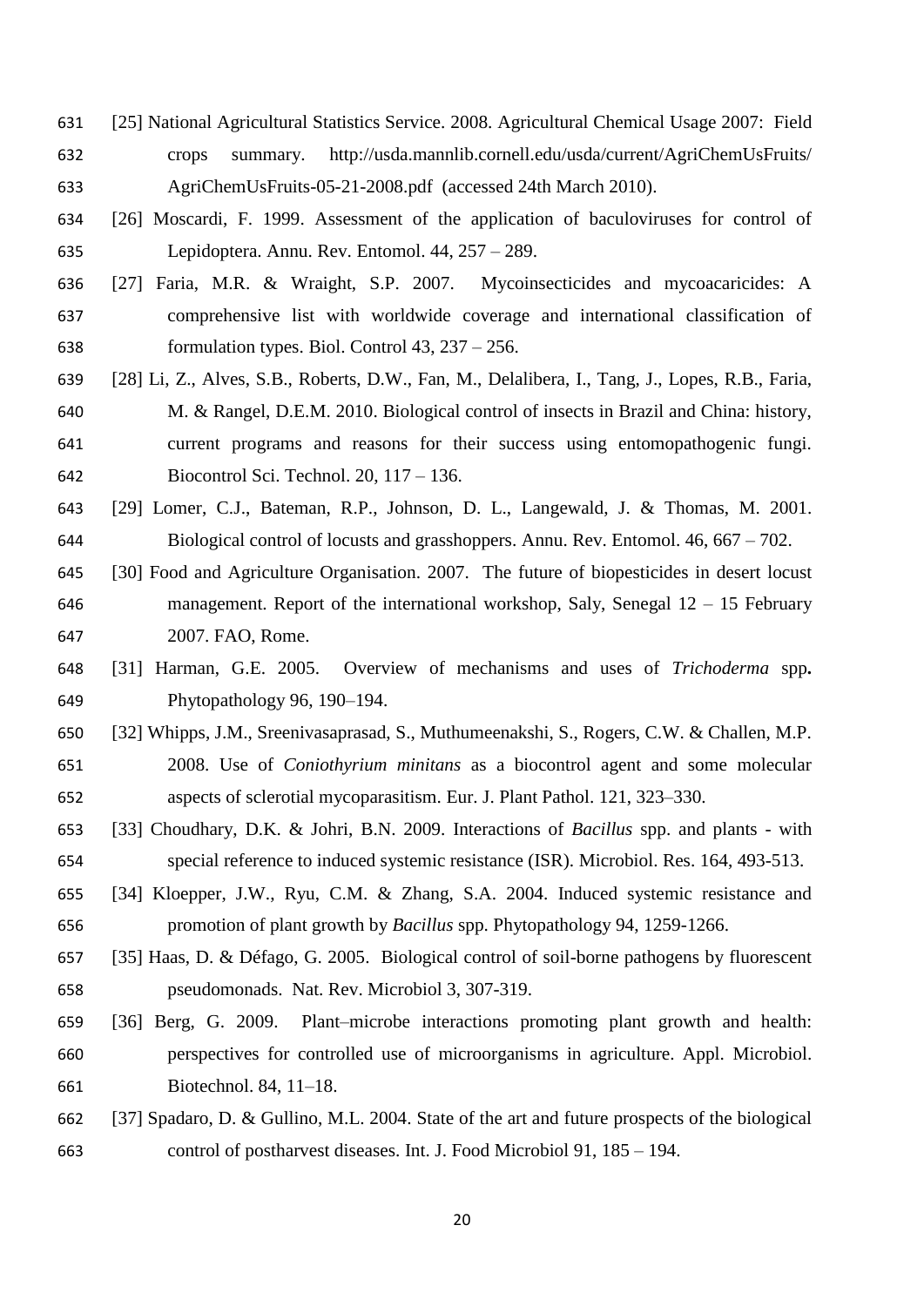[25] National Agricultural Statistics Service. 2008. Agricultural Chemical Usage 2007: Field crops summary. http://usda.mannlib.cornell.edu/usda/current/AgriChemUsFruits/AgriChemUsFruits-05-21-2008.pdf (accessed 24th March 2010).

[26] Moscardi, F. 1999. Assessment of the application of baculoviruses for control of Lepidoptera. Annu. Rev. Entomol. 44, 257 – 289.

[27] Faria, M.R. & Wraight, S.P. 2007. Mycoinsecticides and mycoacaricides: A comprehensive list with worldwide coverage and international classification of formulation types. Biol. Control 43, 237 – 256.

[28] Li, Z., Alves, S.B., Roberts, D.W., Fan, M., Delalibera, I., Tang, J., Lopes, R.B., Faria, M. & Rangel, D.E.M. 2010. Biological control of insects in Brazil and China: history, current programs and reasons for their success using entomopathogenic fungi. Biocontrol Sci. Technol. 20, 117 – 136.

[29] Lomer, C.J., Bateman, R.P., Johnson, D. L., Langewald, J. & Thomas, M. 2001. Biological control of locusts and grasshoppers. Annu. Rev. Entomol. 46, 667 – 702.

[30] Food and Agriculture Organisation. 2007. The future of biopesticides in desert locust management. Report of the international workshop, Saly, Senegal 12 – 15 February 2007. FAO, Rome.

[31] Harman, G.E. 2005. Overview of mechanisms and uses of *Trichoderma* spp**.** Phytopathology 96, 190–194.

[32] Whipps, J.M., Sreenivasaprasad, S., Muthumeenakshi, S., Rogers, C.W. & Challen, M.P. 2008. Use of *Coniothyrium minitans* as a biocontrol agent and some molecular aspects of sclerotial mycoparasitism. Eur. J. Plant Pathol. 121, 323–330.

[33] Choudhary, D.K. & Johri, B.N. 2009. Interactions of *Bacillus* spp. and plants - with special reference to induced systemic resistance (ISR). Microbiol. Res. 164, 493-513.

[34] Kloepper, J.W., Ryu, C.M. & Zhang, S.A. 2004. Induced systemic resistance and promotion of plant growth by *Bacillus* spp. Phytopathology 94, 1259-1266.

[35] Haas, D. & Défago, G. 2005. Biological control of soil-borne pathogens by fluorescent pseudomonads. Nat. Rev. Microbiol 3, 307-319.

[36] Berg, G. 2009. Plant–microbe interactions promoting plant growth and health: perspectives for controlled use of microorganisms in agriculture. Appl. Microbiol. Biotechnol. 84, 11–18.

[37] Spadaro, D. & Gullino, M.L. 2004. State of the art and future prospects of the biological control of postharvest diseases. Int. J. Food Microbiol 91, 185 – 194.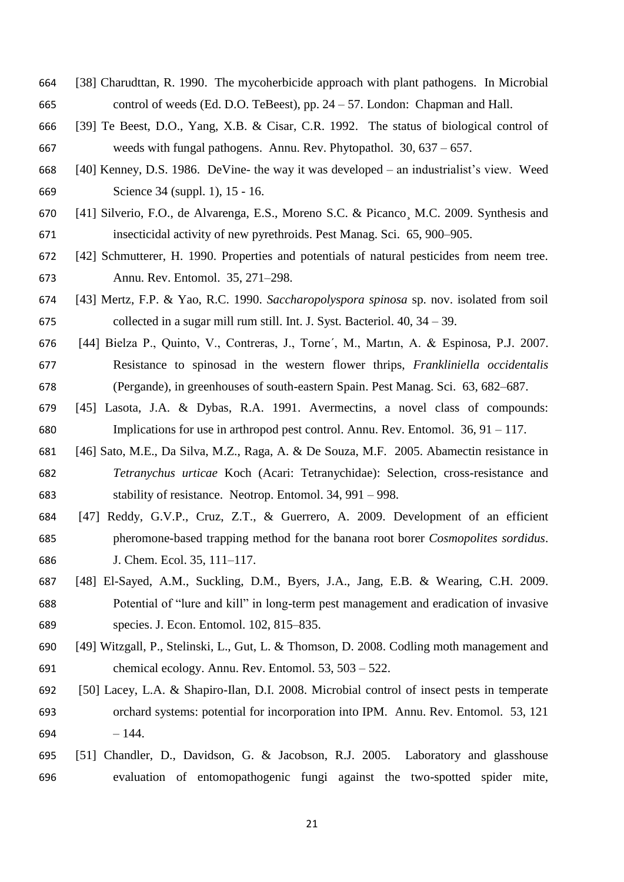[38] Charudttan, R. 1990. The mycoherbicide approach with plant pathogens. In Microbial control of weeds (Ed. D.O. TeBeest), pp. 24 – 57. London: Chapman and Hall.

[39] Te Beest, D.O., Yang, X.B. & Cisar, C.R. 1992. The status of biological control of weeds with fungal pathogens. Annu. Rev. Phytopathol. 30, 637 – 657.

[40] Kenney, D.S. 1986. DeVine- the way it was developed – an industrialist's view. Weed Science 34 (suppl. 1), 15 - 16.

[41] Silverio, F.O., de Alvarenga, E.S., Moreno S.C. & Picanco¸ M.C. 2009. Synthesis and insecticidal activity of new pyrethroids. Pest Manag. Sci. 65, 900–905.

[42] Schmutterer, H. 1990. Properties and potentials of natural pesticides from neem tree. Annu. Rev. Entomol. 35, 271–298.

[43] Mertz, F.P. & Yao, R.C. 1990. *Saccharopolyspora spinosa* sp. nov. isolated from soil collected in a sugar mill rum still. Int. J. Syst. Bacteriol. 40, 34 – 39.

[44] Bielza P., Quinto, V., Contreras, J., Torne´, M., Martın, A. & Espinosa, P.J. 2007. Resistance to spinosad in the western flower thrips, *Frankliniella occidentalis* (Pergande), in greenhouses of south-eastern Spain. Pest Manag. Sci. 63, 682–687.

[45] Lasota, J.A. & Dybas, R.A. 1991. Avermectins, a novel class of compounds: Implications for use in arthropod pest control. Annu. Rev. Entomol. 36, 91 – 117.

[46] Sato, M.E., Da Silva, M.Z., Raga, A. & De Souza, M.F. 2005. Abamectin resistance in *Tetranychus urticae* Koch (Acari: Tetranychidae): Selection, cross-resistance and stability of resistance. Neotrop. Entomol. 34, 991 – 998.

[47] Reddy, G.V.P., Cruz, Z.T., & Guerrero, A. 2009. Development of an efficient pheromone-based trapping method for the banana root borer *Cosmopolites sordidus*. J. Chem. Ecol. 35, 111–117.

[48] El-Sayed, A.M., Suckling, D.M., Byers, J.A., Jang, E.B. & Wearing, C.H. 2009. Potential of "lure and kill" in long-term pest management and eradication of invasive species. J. Econ. Entomol. 102, 815–835.

[49] Witzgall, P., Stelinski, L., Gut, L. & Thomson, D. 2008. Codling moth management and chemical ecology. Annu. Rev. Entomol. 53, 503 – 522.

[50] Lacey, L.A. & Shapiro-Ilan, D.I. 2008. Microbial control of insect pests in temperate orchard systems: potential for incorporation into IPM. Annu. Rev. Entomol. 53, 121 – 144.

[51] Chandler, D., Davidson, G. & Jacobson, R.J. 2005. Laboratory and glasshouse evaluation of entomopathogenic fungi against the two-spotted spider mite,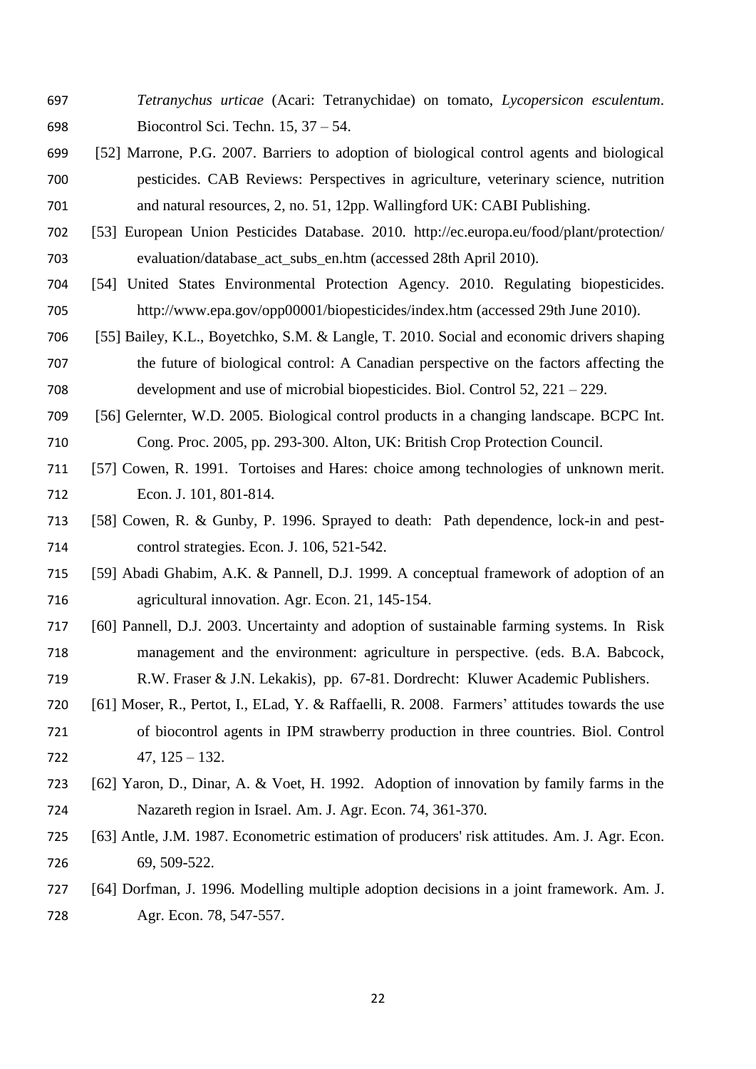*Tetranychus urticae* (Acari: Tetranychidae) on tomato, *Lycopersicon esculentum*. Biocontrol Sci. Techn. 15, 37 – 54.

[52] Marrone, P.G. 2007. Barriers to adoption of biological control agents and biological pesticides. CAB Reviews: Perspectives in agriculture, veterinary science, nutrition and natural resources, 2, no. 51, 12pp. Wallingford UK: CABI Publishing.

[53] European Union Pesticides Database. 2010. http://ec.europa.eu/food/plant/protection/evaluation/database_act_subs_en.htm (accessed 28th April 2010).

[54] United States Environmental Protection Agency. 2010. Regulating biopesticides. http://www.epa.gov/opp00001/biopesticides/index.htm (accessed 29th June 2010).

[55] Bailey, K.L., Boyetchko, S.M. & Langle, T. 2010. Social and economic drivers shaping the future of biological control: A Canadian perspective on the factors affecting the development and use of microbial biopesticides. Biol. Control 52, 221 – 229.

[56] Gelernter, W.D. 2005. Biological control products in a changing landscape. BCPC Int. Cong. Proc. 2005, pp. 293-300. Alton, UK: British Crop Protection Council.

[57] Cowen, R. 1991. Tortoises and Hares: choice among technologies of unknown merit. Econ. J. 101, 801-814.

[58] Cowen, R. & Gunby, P. 1996. Sprayed to death: Path dependence, lock-in and pest-control strategies. Econ. J. 106, 521-542.

[59] Abadi Ghabim, A.K. & Pannell, D.J. 1999. A conceptual framework of adoption of an agricultural innovation. Agr. Econ. 21, 145-154.

[60] Pannell, D.J. 2003. Uncertainty and adoption of sustainable farming systems. In Risk management and the environment: agriculture in perspective. (eds. B.A. Babcock, R.W. Fraser & J.N. Lekakis), pp. 67-81. Dordrecht: Kluwer Academic Publishers.

[61] Moser, R., Pertot, I., ELad, Y. & Raffaelli, R. 2008. Farmers' attitudes towards the use of biocontrol agents in IPM strawberry production in three countries. Biol. Control 47, 125 – 132.

[62] Yaron, D., Dinar, A. & Voet, H. 1992. Adoption of innovation by family farms in the Nazareth region in Israel. Am. J. Agr. Econ. 74, 361-370.

[63] Antle, J.M. 1987. Econometric estimation of producers' risk attitudes. Am. J. Agr. Econ. 69, 509-522.

[64] Dorfman, J. 1996. Modelling multiple adoption decisions in a joint framework. Am. J. Agr. Econ. 78, 547-557.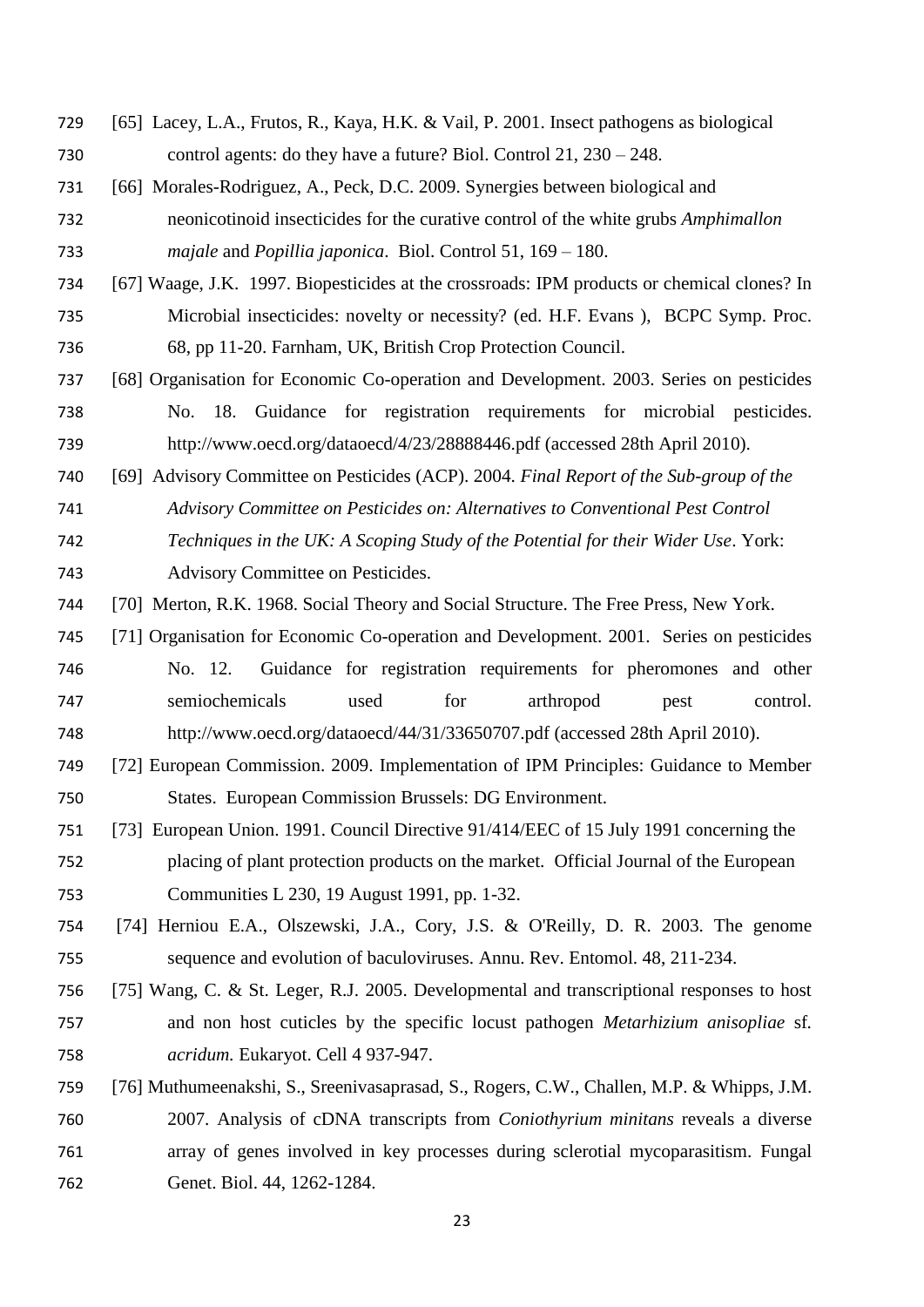[65] Lacey, L.A., Frutos, R., Kaya, H.K. & Vail, P. 2001. Insect pathogens as biological control agents: do they have a future? Biol. Control 21, 230 – 248.

[66] Morales-Rodriguez, A., Peck, D.C. 2009. Synergies between biological and neonicotinoid insecticides for the curative control of the white grubs *Amphimallon majale* and *Popillia japonica*. Biol. Control 51, 169 – 180.

[67] Waage, J.K. 1997. Biopesticides at the crossroads: IPM products or chemical clones? In Microbial insecticides: novelty or necessity? (ed. H.F. Evans ), BCPC Symp. Proc. 68, pp 11-20. Farnham, UK, British Crop Protection Council.

[68] Organisation for Economic Co-operation and Development. 2003. Series on pesticides No. 18. Guidance for registration requirements for microbial pesticides. http://www.oecd.org/dataoecd/4/23/28888446.pdf (accessed 28th April 2010).

[69] Advisory Committee on Pesticides (ACP). 2004. *Final Report of the Sub-group of the Advisory Committee on Pesticides on: Alternatives to Conventional Pest Control Techniques in the UK: A Scoping Study of the Potential for their Wider Use*. York: Advisory Committee on Pesticides.

[70] Merton, R.K. 1968. Social Theory and Social Structure. The Free Press, New York.

[71] Organisation for Economic Co-operation and Development. 2001. Series on pesticides No. 12. Guidance for registration requirements for pheromones and other semiochemicals used for arthropod pest control. http://www.oecd.org/dataoecd/44/31/33650707.pdf (accessed 28th April 2010).

[72] European Commission. 2009. Implementation of IPM Principles: Guidance to Member States. European Commission Brussels: DG Environment.

[73] European Union. 1991. Council Directive 91/414/EEC of 15 July 1991 concerning the placing of plant protection products on the market. Official Journal of the European Communities L 230, 19 August 1991, pp. 1-32.

[74] Herniou E.A., Olszewski, J.A., Cory, J.S. & O'Reilly, D. R. 2003. The genome sequence and evolution of baculoviruses. Annu. Rev. Entomol. 48, 211-234.

[75] Wang, C. & St. Leger, R.J. 2005. Developmental and transcriptional responses to host and non host cuticles by the specific locust pathogen *Metarhizium anisopliae* sf. *acridum.* Eukaryot. Cell 4 937-947.

[76] Muthumeenakshi, S., Sreenivasaprasad, S., Rogers, C.W., Challen, M.P. & Whipps, J.M. 2007. Analysis of cDNA transcripts from *Coniothyrium minitans* reveals a diverse array of genes involved in key processes during sclerotial mycoparasitism. Fungal Genet. Biol. 44, 1262-1284.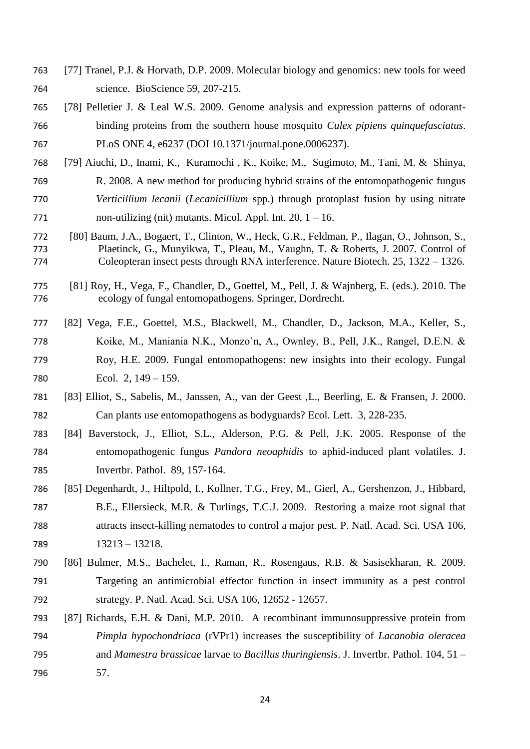[77] Tranel, P.J. & Horvath, D.P. 2009. Molecular biology and genomics: new tools for weed science. BioScience 59, 207-215.

[78] Pelletier J. & Leal W.S. 2009. Genome analysis and expression patterns of odorant-binding proteins from the southern house mosquito *Culex pipiens quinquefasciatus*. PLoS ONE 4, e6237 (DOI 10.1371/journal.pone.0006237).

[79] Aiuchi, D., Inami, K., Kuramochi , K., Koike, M., Sugimoto, M., Tani, M. & Shinya, R. 2008. A new method for producing hybrid strains of the entomopathogenic fungus *Verticillium lecanii* (*Lecanicillium* spp.) through protoplast fusion by using nitrate non-utilizing (nit) mutants. Micol. Appl. Int. 20, 1 – 16.

[80] Baum, J.A., Bogaert, T., Clinton, W., Heck, G.R., Feldman, P., Ilagan, O., Johnson, S., Plaetinck, G., Munyikwa, T., Pleau, M., Vaughn, T. & Roberts, J. 2007. Control of Coleopteran insect pests through RNA interference. Nature Biotech. 25, 1322 – 1326.

[81] Roy, H., Vega, F., Chandler, D., Goettel, M., Pell, J. & Wajnberg, E. (eds.). 2010. The ecology of fungal entomopathogens. Springer, Dordrecht.

[82] Vega, F.E., Goettel, M.S., Blackwell, M., Chandler, D., Jackson, M.A., Keller, S., Koike, M., Maniania N.K., Monzo'n, A., Ownley, B., Pell, J.K., Rangel, D.E.N. & Roy, H.E. 2009. Fungal entomopathogens: new insights into their ecology. Fungal Ecol. 2, 149 – 159.

[83] Elliot, S., Sabelis, M., Janssen, A., van der Geest ,L., Beerling, E. & Fransen, J. 2000. Can plants use entomopathogens as bodyguards? Ecol. Lett. 3, 228-235.

[84] Baverstock, J., Elliot, S.L., Alderson, P.G. & Pell, J.K. 2005. Response of the entomopathogenic fungus *Pandora neoaphidis* to aphid-induced plant volatiles. J. Invertbr. Pathol. 89, 157-164.

[85] Degenhardt, J., Hiltpold, I., Kollner, T.G., Frey, M., Gierl, A., Gershenzon, J., Hibbard, B.E., Ellersieck, M.R. & Turlings, T.C.J. 2009. Restoring a maize root signal that attracts insect-killing nematodes to control a major pest. P. Natl. Acad. Sci. USA 106, 13213 – 13218.

[86] Bulmer, M.S., Bachelet, I., Raman, R., Rosengaus, R.B. & Sasisekharan, R. 2009. Targeting an antimicrobial effector function in insect immunity as a pest control strategy. P. Natl. Acad. Sci. USA 106, 12652 - 12657.

[87] Richards, E.H. & Dani, M.P. 2010. A recombinant immunosuppressive protein from *Pimpla hypochondriaca* (rVPr1) increases the susceptibility of *Lacanobia oleracea* and *Mamestra brassicae* larvae to *Bacillus thuringiensis*. J. Invertbr. Pathol. 104, 51 – 57.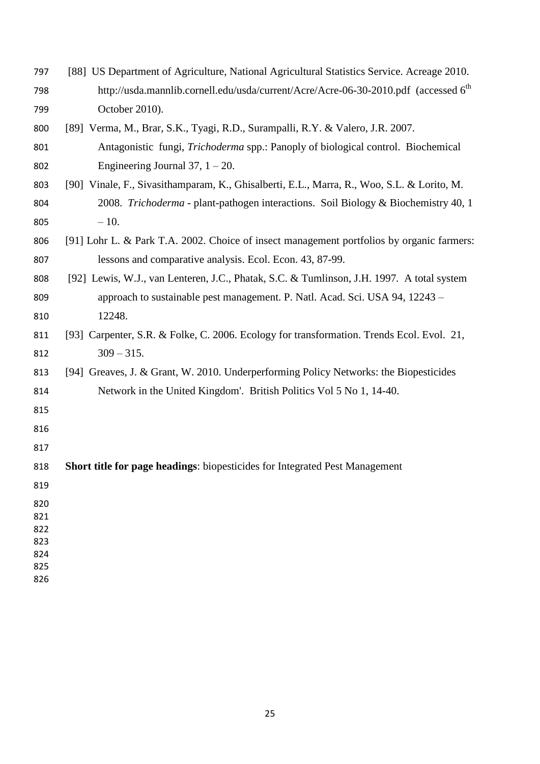[88] US Department of Agriculture, National Agricultural Statistics Service. Acreage 2010. http://usda.mannlib.cornell.edu/usda/current/Acre/Acre-06-30-2010.pdf (accessed 6th October 2010).

[89] Verma, M., Brar, S.K., Tyagi, R.D., Surampalli, R.Y. & Valero, J.R. 2007. Antagonistic fungi, *Trichoderma* spp.: Panoply of biological control. Biochemical Engineering Journal 37, 1 – 20.

[90] Vinale, F., Sivasithamparam, K., Ghisalberti, E.L., Marra, R., Woo, S.L. & Lorito, M. 2008. *Trichoderma* - plant-pathogen interactions. Soil Biology & Biochemistry 40, 1 – 10.

[91] Lohr L. & Park T.A. 2002. Choice of insect management portfolios by organic farmers: lessons and comparative analysis. Ecol. Econ. 43, 87-99.

[92] Lewis, W.J., van Lenteren, J.C., Phatak, S.C. & Tumlinson, J.H. 1997. A total system approach to sustainable pest management. P. Natl. Acad. Sci. USA 94, 12243 – 12248.

[93] Carpenter, S.R. & Folke, C. 2006. Ecology for transformation. Trends Ecol. Evol. 21, 309 – 315.

[94] Greaves, J. & Grant, W. 2010. Underperforming Policy Networks: the Biopesticides Network in the United Kingdom'. British Politics Vol 5 No 1, 14-40.

**Short title for page headings**: biopesticides for Integrated Pest Management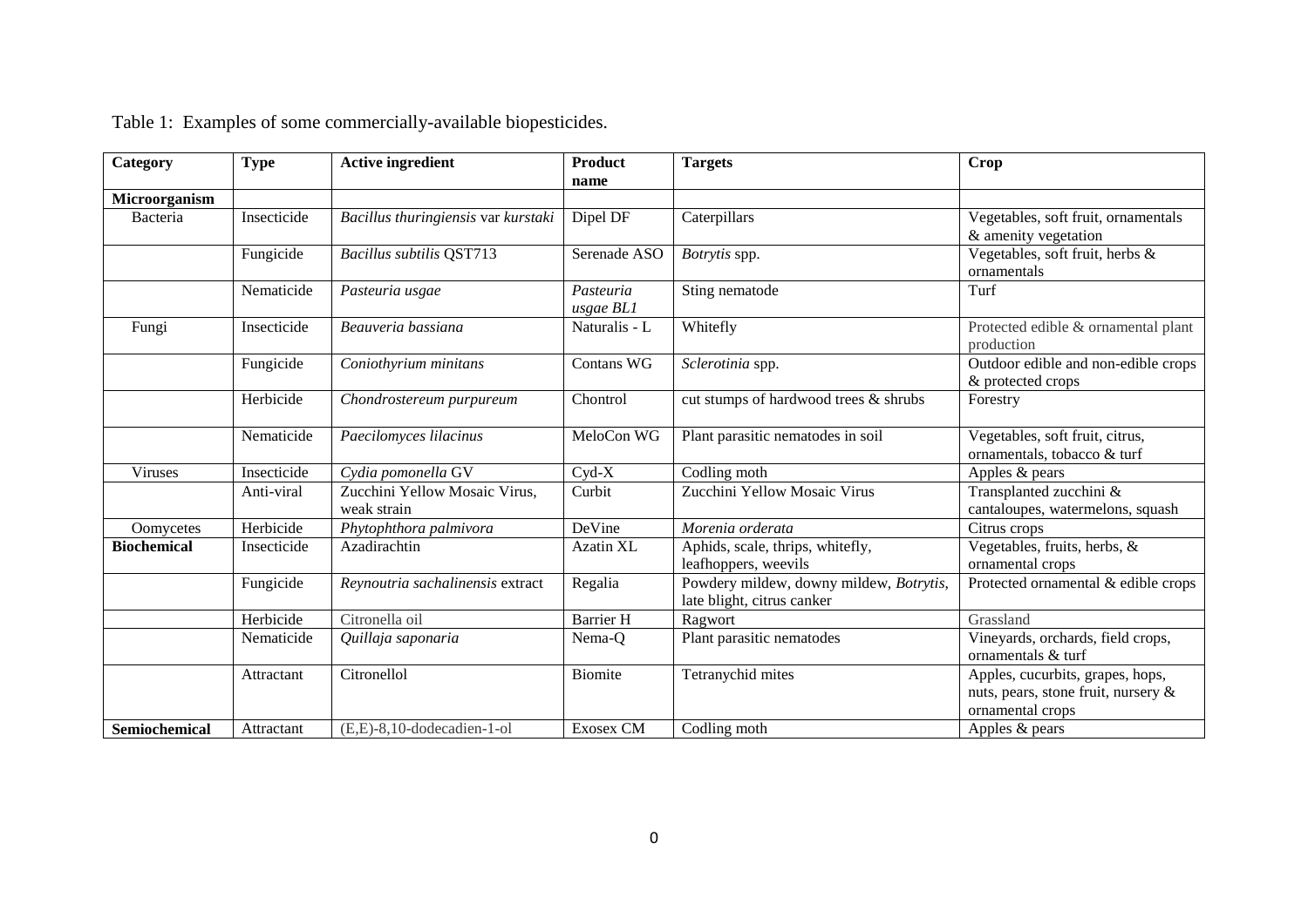Table 1: Examples of some commercially-available biopesticides.

| Category | Type | Active ingredient | Product name | Targets | Crop |
|---|---|---|---|---|---|
| **Microorganism** | | | | | |
| Bacteria | Insecticide | *Bacillus thuringiensis* var *kurstaki* | Dipel DF | Caterpillars | Vegetables, soft fruit, ornamentals & amenity vegetation |
| | Fungicide | *Bacillus subtilis* QST713 | Serenade ASO | *Botrytis* spp. | Vegetables, soft fruit, herbs & ornamentals |
| | Nematicide | *Pasteuria usgae* | *Pasteuria usgae BL1* | Sting nematode | Turf |
| Fungi | Insecticide | *Beauveria bassiana* | Naturalis - L | Whitefly | Protected edible & ornamental plant production |
| | Fungicide | *Coniothyrium minitans* | Contans WG | *Sclerotinia* spp. | Outdoor edible and non-edible crops & protected crops |
| | Herbicide | *Chondrostereum purpureum* | Chontrol | cut stumps of hardwood trees & shrubs | Forestry |
| | Nematicide | *Paecilomyces lilacinus* | MeloCon WG | Plant parasitic nematodes in soil | Vegetables, soft fruit, citrus, ornamentals, tobacco & turf |
| Viruses | Insecticide | *Cydia pomonella* GV | Cyd-X | Codling moth | Apples & pears |
| | Anti-viral | Zucchini Yellow Mosaic Virus, weak strain | Curbit | Zucchini Yellow Mosaic Virus | Transplanted zucchini & cantaloupes, watermelons, squash |
| Oomycetes | Herbicide | *Phytophthora palmivora* | DeVine | *Morenia orderata* | Citrus crops |
| **Biochemical** | Insecticide | Azadirachtin | Azatin XL | Aphids, scale, thrips, whitefly, leafhoppers, weevils | Vegetables, fruits, herbs, & ornamental crops |
| | Fungicide | *Reynoutria sachalinensis* extract | Regalia | Powdery mildew, downy mildew, *Botrytis*, late blight, citrus canker | Protected ornamental & edible crops |
| | Herbicide | Citronella oil | Barrier H | Ragwort | Grassland |
| | Nematicide | *Quillaja saponaria* | Nema-Q | Plant parasitic nematodes | Vineyards, orchards, field crops, ornamentals & turf |
| | Attractant | Citronellol | Biomite | Tetranychid mites | Apples, cucurbits, grapes, hops, nuts, pears, stone fruit, nursery & ornamental crops |
| **Semiochemical** | Attractant | (E,E)-8,10-dodecadien-1-ol | Exosex CM | Codling moth | Apples & pears |